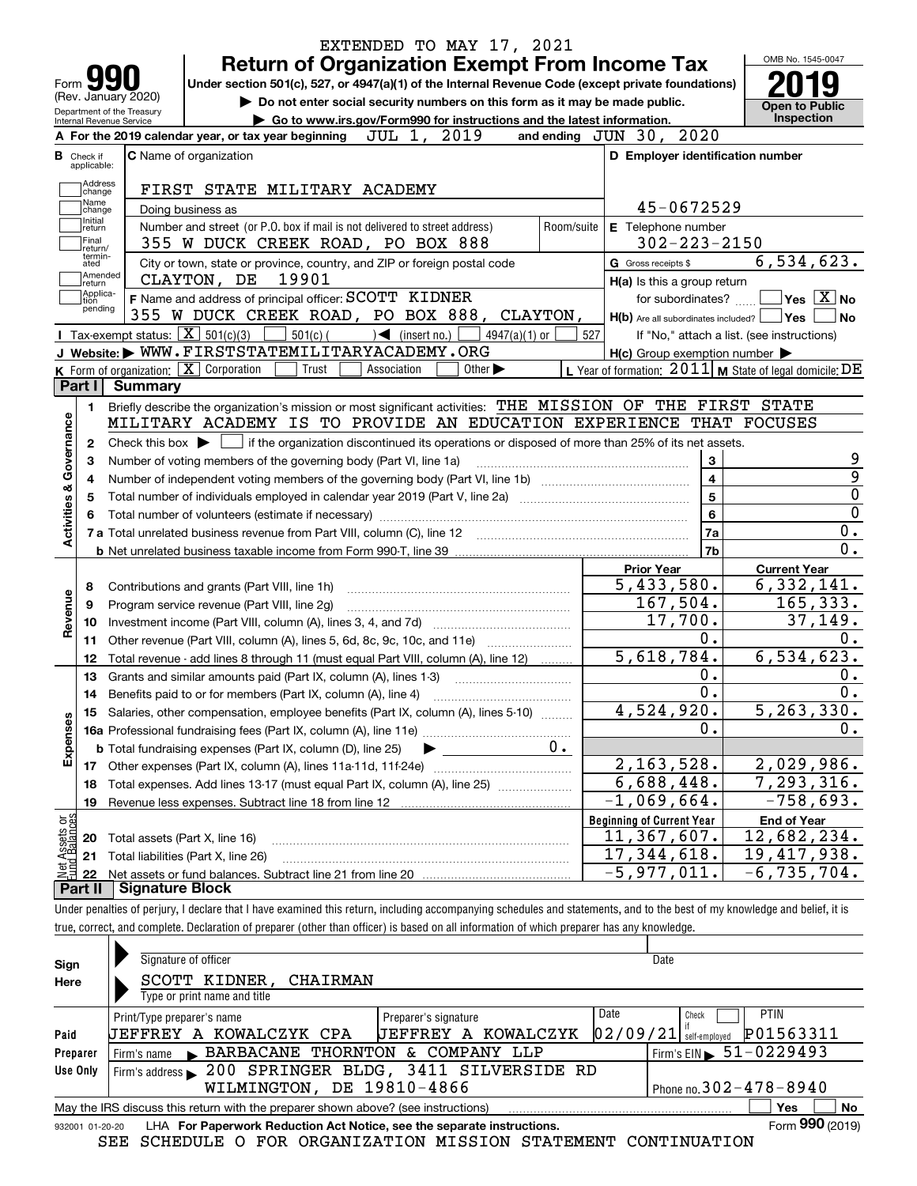EXTENDED TO MAY 17, 2021

# Form 990 — Return of Organization Exempt From Income Tax

Form **990** (Rev. January 2020) — Department of the Treasury, Internal Revenue Service

Under section 501(c), 527, or 4947(a)(1) of the Internal Revenue Code (except private foundations)

▶ Do not enter social security numbers on this form as it may be made public.

▶ Go to www.irs.gov/Form990 for instructions and the latest information.

OMB No. 1545-0047 — **2019** — Open to Public Inspection

**A** For the 2019 calendar year, or tax year beginning JUL 1, 2019 and ending JUN 30, 2020

**B** Check if applicable: Address change, Name change, Initial return, Final return/terminated, Amended return, Application pending

**C** Name of organization: FIRST STATE MILITARY ACADEMY

Doing business as

Number and street (or P.O. box if mail is not delivered to street address): 355 W DUCK CREEK ROAD, PO BOX 888 — Room/suite

City or town, state or province, country, and ZIP or foreign postal code: CLAYTON, DE 19901

**D** Employer identification number: 45-0672529

**E** Telephone number: 302-223-2150

**G** Gross receipts $ 6,534,623.

**F** Name and address of principal officer: SCOTT KIDNER, 355 W DUCK CREEK ROAD, PO BOX 888, CLAYTON,

**H(a)** Is this a group return for subordinates? ☐ Yes ☒ No

**H(b)** Are all subordinates included? ☐ Yes ☐ No — If "No," attach a list. (see instructions)

**H(c)** Group exemption number ▶

**I** Tax-exempt status: ☒ 501(c)(3) ☐ 501(c) ( ) ◀ (insert no.) ☐ 4947(a)(1) or ☐ 527

**J** Website: ▶ WWW.FIRSTSTATEMILITARYACADEMY.ORG

**K** Form of organization: ☒ Corporation ☐ Trust ☐ Association ☐ Other ▶

**L** Year of formation: 2011 **M** State of legal domicile: DE

## Part I Summary

**Activities & Governance**

1. Briefly describe the organization's mission or most significant activities: THE MISSION OF THE FIRST STATE MILITARY ACADEMY IS TO PROVIDE AN EDUCATION EXPERIENCE THAT FOCUSES
2. Check this box ▶ ☐ if the organization discontinued its operations or disposed of more than 25% of its net assets.

| Line | Description | | Value |
|---|---|---|---|
| 3 | Number of voting members of the governing body (Part VI, line 1a) | 3 | 9 |
| 4 | Number of independent voting members of the governing body (Part VI, line 1b) | 4 | 9 |
| 5 | Total number of individuals employed in calendar year 2019 (Part V, line 2a) | 5 | 0 |
| 6 | Total number of volunteers (estimate if necessary) | 6 | 0 |
| 7a | Total unrelated business revenue from Part VIII, column (C), line 12 | 7a | 0. |
| 7b | Net unrelated business taxable income from Form 990-T, line 39 | 7b | 0. |

| Line | Description | Prior Year | Current Year |
|---|---|---|---|
| | **Revenue** | | |
| 8 | Contributions and grants (Part VIII, line 1h) | 5,433,580. | 6,332,141. |
| 9 | Program service revenue (Part VIII, line 2g) | 167,504. | 165,333. |
| 10 | Investment income (Part VIII, column (A), lines 3, 4, and 7d) | 17,700. | 37,149. |
| 11 | Other revenue (Part VIII, column (A), lines 5, 6d, 8c, 9c, 10c, and 11e) | 0. | 0. |
| 12 | Total revenue - add lines 8 through 11 (must equal Part VIII, column (A), line 12) | 5,618,784. | 6,534,623. |
| | **Expenses** | | |
| 13 | Grants and similar amounts paid (Part IX, column (A), lines 1-3) | 0. | 0. |
| 14 | Benefits paid to or for members (Part IX, column (A), line 4) | 0. | 0. |
| 15 | Salaries, other compensation, employee benefits (Part IX, column (A), lines 5-10) | 4,524,920. | 5,263,330. |
| 16a | Professional fundraising fees (Part IX, column (A), line 11e) | 0. | 0. |
| b | Total fundraising expenses (Part IX, column (D), line 25) ▶ 0. | | |
| 17 | Other expenses (Part IX, column (A), lines 11a-11d, 11f-24e) | 2,163,528. | 2,029,986. |
| 18 | Total expenses. Add lines 13-17 (must equal Part IX, column (A), line 25) | 6,688,448. | 7,293,316. |
| 19 | Revenue less expenses. Subtract line 18 from line 12 | -1,069,664. | -758,693. |

| Line | Net Assets or Fund Balances | Beginning of Current Year | End of Year |
|---|---|---|---|
| 20 | Total assets (Part X, line 16) | 11,367,607. | 12,682,234. |
| 21 | Total liabilities (Part X, line 26) | 17,344,618. | 19,417,938. |
| 22 | Net assets or fund balances. Subtract line 21 from line 20 | -5,977,011. | -6,735,704. |

## Part II Signature Block

Under penalties of perjury, I declare that I have examined this return, including accompanying schedules and statements, and to the best of my knowledge and belief, it is true, correct, and complete. Declaration of preparer (other than officer) is based on all information of which preparer has any knowledge.

**Sign Here**

Signature of officer — Date

SCOTT KIDNER, CHAIRMAN

Type or print name and title

**Paid Preparer Use Only**

| Print/Type preparer's name | Preparer's signature | Date | Check if self-employed | PTIN |
|---|---|---|---|---|
| JEFFREY A KOWALCZYK CPA | JEFFREY A KOWALCZYK | 02/09/21 | ☐ | P01563311 |

Firm's name ▶ BARBACANE THORNTON & COMPANY LLP — Firm's EIN ▶ 51-0229493

Firm's address ▶ 200 SPRINGER BLDG, 3411 SILVERSIDE RD, WILMINGTON, DE 19810-4866 — Phone no. 302-478-8940

May the IRS discuss this return with the preparer shown above? (see instructions) ☐ Yes ☐ No

932001 01-20-20 LHA For Paperwork Reduction Act Notice, see the separate instructions. Form **990** (2019)

SEE SCHEDULE O FOR ORGANIZATION MISSION STATEMENT CONTINUATION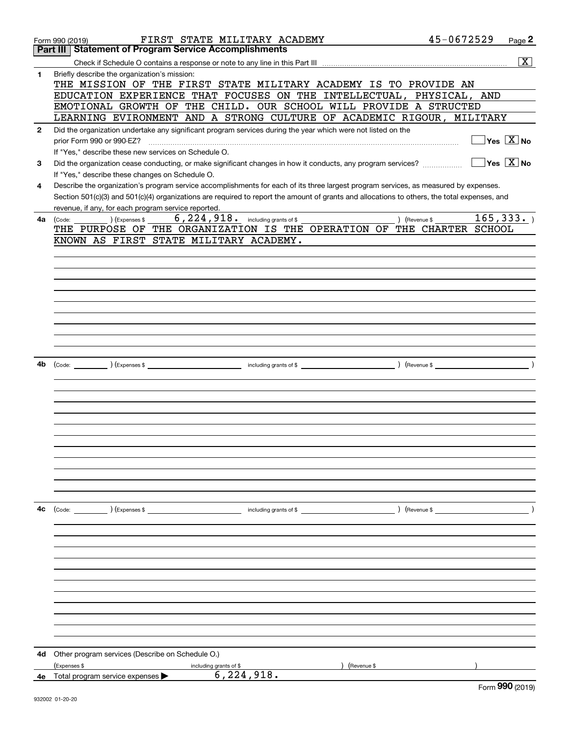Form 990 (2019) FIRST STATE MILITARY ACADEMY 45-0672529 Page 2

## Part III Statement of Program Service Accomplishments

Check if Schedule O contains a response or note to any line in this Part III ..... [X]

**1** Briefly describe the organization's mission:

THE MISSION OF THE FIRST STATE MILITARY ACADEMY IS TO PROVIDE AN EDUCATION EXPERIENCE THAT FOCUSES ON THE INTELLECTUAL, PHYSICAL, AND EMOTIONAL GROWTH OF THE CHILD. OUR SCHOOL WILL PROVIDE A STRUCTED LEARNING EVIRONMENT AND A STRONG CULTURE OF ACADEMIC RIGOUR, MILITARY

**2** Did the organization undertake any significant program services during the year which were not listed on the prior Form 990 or 990-EZ? ..... [ ] Yes [X] No

If "Yes," describe these new services on Schedule O.

**3** Did the organization cease conducting, or make significant changes in how it conducts, any program services? ..... [ ] Yes [X] No

If "Yes," describe these changes on Schedule O.

**4** Describe the organization's program service accomplishments for each of its three largest program services, as measured by expenses. Section 501(c)(3) and 501(c)(4) organizations are required to report the amount of grants and allocations to others, the total expenses, and revenue, if any, for each program service reported.

**4a** (Code: ) (Expenses $ 6,224,918. including grants of $ ) (Revenue $ 165,333. )

THE PURPOSE OF THE ORGANIZATION IS THE OPERATION OF THE CHARTER SCHOOL KNOWN AS FIRST STATE MILITARY ACADEMY.

**4b** (Code: ) (Expenses $ including grants of $ ) (Revenue $ )

**4c** (Code: ) (Expenses $ including grants of $ ) (Revenue $ )

**4d** Other program services (Describe on Schedule O.)

(Expenses $ including grants of $ ) (Revenue $ )

**4e** Total program service expenses ▶ 6,224,918.

Form **990** (2019)

932002 01-20-20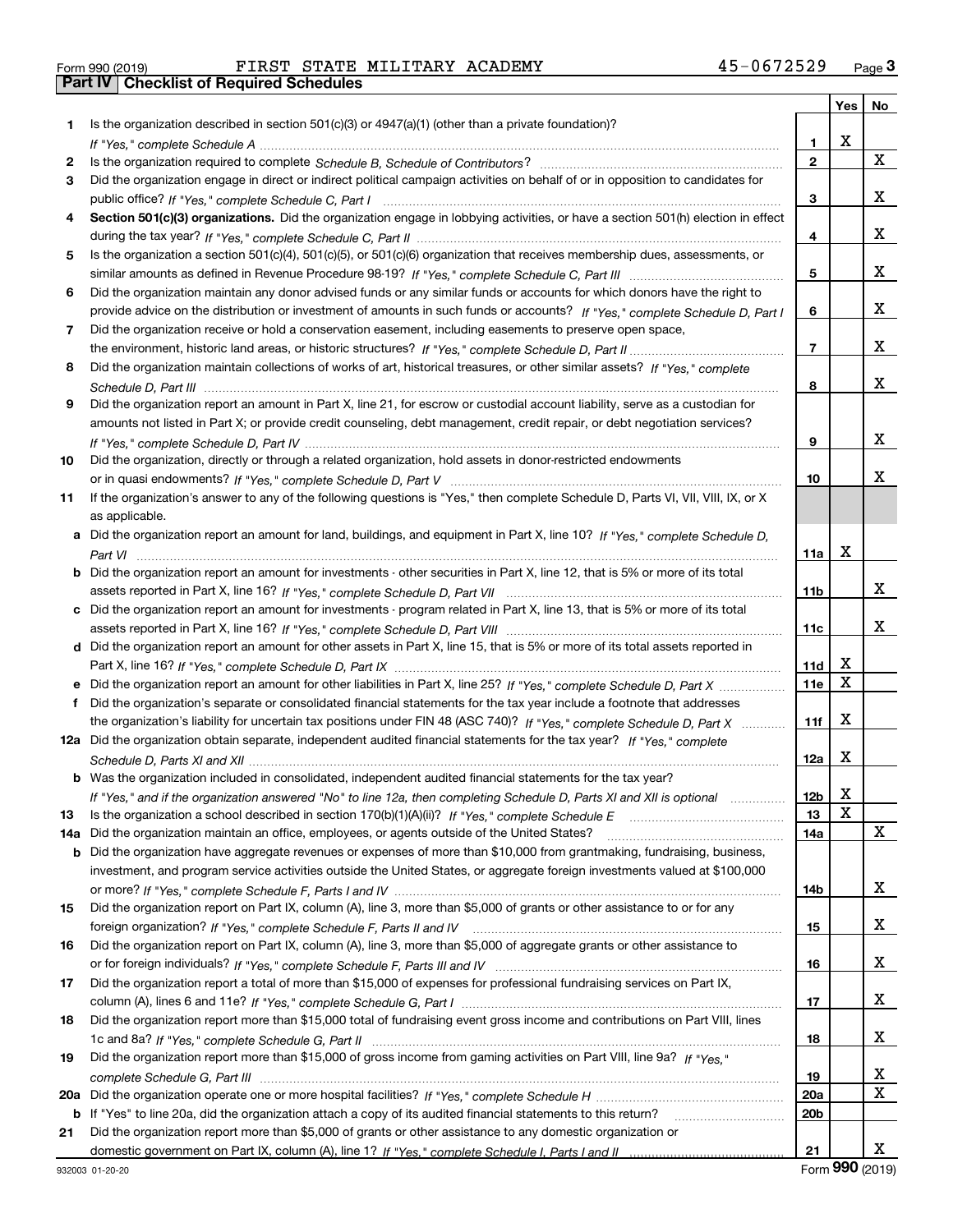Form 990 (2019) FIRST STATE MILITARY ACADEMY 45-0672529

## Part IV Checklist of Required Schedules

| | | | Yes | No |
|---|---|---|---|---|
| 1 | Is the organization described in section 501(c)(3) or 4947(a)(1) (other than a private foundation)? *If "Yes," complete Schedule A* | 1 | X | |
| 2 | Is the organization required to complete *Schedule B, Schedule of Contributors*? | 2 | | X |
| 3 | Did the organization engage in direct or indirect political campaign activities on behalf of or in opposition to candidates for public office? *If "Yes," complete Schedule C, Part I* | 3 | | X |
| 4 | **Section 501(c)(3) organizations.** Did the organization engage in lobbying activities, or have a section 501(h) election in effect during the tax year? *If "Yes," complete Schedule C, Part II* | 4 | | X |
| 5 | Is the organization a section 501(c)(4), 501(c)(5), or 501(c)(6) organization that receives membership dues, assessments, or similar amounts as defined in Revenue Procedure 98-19? *If "Yes," complete Schedule C, Part III* | 5 | | X |
| 6 | Did the organization maintain any donor advised funds or any similar funds or accounts for which donors have the right to provide advice on the distribution or investment of amounts in such funds or accounts? *If "Yes," complete Schedule D, Part I* | 6 | | X |
| 7 | Did the organization receive or hold a conservation easement, including easements to preserve open space, the environment, historic land areas, or historic structures? *If "Yes," complete Schedule D, Part II* | 7 | | X |
| 8 | Did the organization maintain collections of works of art, historical treasures, or other similar assets? *If "Yes," complete Schedule D, Part III* | 8 | | X |
| 9 | Did the organization report an amount in Part X, line 21, for escrow or custodial account liability, serve as a custodian for amounts not listed in Part X; or provide credit counseling, debt management, credit repair, or debt negotiation services? *If "Yes," complete Schedule D, Part IV* | 9 | | X |
| 10 | Did the organization, directly or through a related organization, hold assets in donor-restricted endowments or in quasi endowments? *If "Yes," complete Schedule D, Part V* | 10 | | X |
| 11 | If the organization's answer to any of the following questions is "Yes," then complete Schedule D, Parts VI, VII, VIII, IX, or X as applicable. | | | |
| a | Did the organization report an amount for land, buildings, and equipment in Part X, line 10? *If "Yes," complete Schedule D, Part VI* | 11a | X | |
| b | Did the organization report an amount for investments - other securities in Part X, line 12, that is 5% or more of its total assets reported in Part X, line 16? *If "Yes," complete Schedule D, Part VII* | 11b | | X |
| c | Did the organization report an amount for investments - program related in Part X, line 13, that is 5% or more of its total assets reported in Part X, line 16? *If "Yes," complete Schedule D, Part VIII* | 11c | | X |
| d | Did the organization report an amount for other assets in Part X, line 15, that is 5% or more of its total assets reported in Part X, line 16? *If "Yes," complete Schedule D, Part IX* | 11d | X | |
| e | Did the organization report an amount for other liabilities in Part X, line 25? *If "Yes," complete Schedule D, Part X* | 11e | X | |
| f | Did the organization's separate or consolidated financial statements for the tax year include a footnote that addresses the organization's liability for uncertain tax positions under FIN 48 (ASC 740)? *If "Yes," complete Schedule D, Part X* | 11f | X | |
| 12a | Did the organization obtain separate, independent audited financial statements for the tax year? *If "Yes," complete Schedule D, Parts XI and XII* | 12a | X | |
| b | Was the organization included in consolidated, independent audited financial statements for the tax year? *If "Yes," and if the organization answered "No" to line 12a, then completing Schedule D, Parts XI and XII is optional* | 12b | X | |
| 13 | Is the organization a school described in section 170(b)(1)(A)(ii)? *If "Yes," complete Schedule E* | 13 | X | |
| 14a | Did the organization maintain an office, employees, or agents outside of the United States? | 14a | | X |
| b | Did the organization have aggregate revenues or expenses of more than $10,000 from grantmaking, fundraising, business, investment, and program service activities outside the United States, or aggregate foreign investments valued at $100,000 or more? *If "Yes," complete Schedule F, Parts I and IV* | 14b | | X |
| 15 | Did the organization report on Part IX, column (A), line 3, more than $5,000 of grants or other assistance to or for any foreign organization? *If "Yes," complete Schedule F, Parts II and IV* | 15 | | X |
| 16 | Did the organization report on Part IX, column (A), line 3, more than $5,000 of aggregate grants or other assistance to or for foreign individuals? *If "Yes," complete Schedule F, Parts III and IV* | 16 | | X |
| 17 | Did the organization report a total of more than $15,000 of expenses for professional fundraising services on Part IX, column (A), lines 6 and 11e? *If "Yes," complete Schedule G, Part I* | 17 | | X |
| 18 | Did the organization report more than $15,000 total of fundraising event gross income and contributions on Part VIII, lines 1c and 8a? *If "Yes," complete Schedule G, Part II* | 18 | | X |
| 19 | Did the organization report more than $15,000 of gross income from gaming activities on Part VIII, line 9a? *If "Yes," complete Schedule G, Part III* | 19 | | X |
| 20a | Did the organization operate one or more hospital facilities? *If "Yes," complete Schedule H* | 20a | | X |
| b | If "Yes" to line 20a, did the organization attach a copy of its audited financial statements to this return? | 20b | | |
| 21 | Did the organization report more than $5,000 of grants or other assistance to any domestic organization or domestic government on Part IX, column (A), line 1? *If "Yes," complete Schedule I, Parts I and II* | 21 | | X |

932003 01-20-20 Form **990** (2019)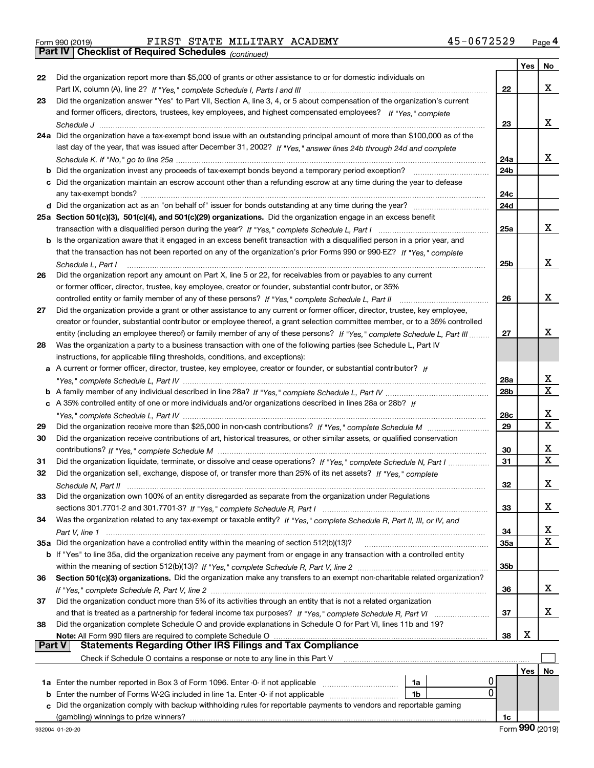Form 990 (2019) FIRST STATE MILITARY ACADEMY 45-0672529 Page 4

## Part IV Checklist of Required Schedules *(continued)*

| | | | Yes | No |
|---|---|---|---|---|
| 22 | Did the organization report more than $5,000 of grants or other assistance to or for domestic individuals on Part IX, column (A), line 2? *If "Yes," complete Schedule I, Parts I and III* | 22 | | X |
| 23 | Did the organization answer "Yes" to Part VII, Section A, line 3, 4, or 5 about compensation of the organization's current and former officers, directors, trustees, key employees, and highest compensated employees? *If "Yes," complete Schedule J* | 23 | | X |
| 24a | Did the organization have a tax-exempt bond issue with an outstanding principal amount of more than $100,000 as of the last day of the year, that was issued after December 31, 2002? *If "Yes," answer lines 24b through 24d and complete Schedule K. If "No," go to line 25a* | 24a | | X |
| b | Did the organization invest any proceeds of tax-exempt bonds beyond a temporary period exception? | 24b | | |
| c | Did the organization maintain an escrow account other than a refunding escrow at any time during the year to defease any tax-exempt bonds? | 24c | | |
| d | Did the organization act as an "on behalf of" issuer for bonds outstanding at any time during the year? | 24d | | |
| 25a | **Section 501(c)(3), 501(c)(4), and 501(c)(29) organizations.** Did the organization engage in an excess benefit transaction with a disqualified person during the year? *If "Yes," complete Schedule L, Part I* | 25a | | X |
| b | Is the organization aware that it engaged in an excess benefit transaction with a disqualified person in a prior year, and that the transaction has not been reported on any of the organization's prior Forms 990 or 990-EZ? *If "Yes," complete Schedule L, Part I* | 25b | | X |
| 26 | Did the organization report any amount on Part X, line 5 or 22, for receivables from or payables to any current or former officer, director, trustee, key employee, creator or founder, substantial contributor, or 35% controlled entity or family member of any of these persons? *If "Yes," complete Schedule L, Part II* | 26 | | X |
| 27 | Did the organization provide a grant or other assistance to any current or former officer, director, trustee, key employee, creator or founder, substantial contributor or employee thereof, a grant selection committee member, or to a 35% controlled entity (including an employee thereof) or family member of any of these persons? *If "Yes," complete Schedule L, Part III* | 27 | | X |
| 28 | Was the organization a party to a business transaction with one of the following parties (see Schedule L, Part IV instructions, for applicable filing thresholds, conditions, and exceptions): | | | |
| a | A current or former officer, director, trustee, key employee, creator or founder, or substantial contributor? *If "Yes," complete Schedule L, Part IV* | 28a | | X |
| b | A family member of any individual described in line 28a? *If "Yes," complete Schedule L, Part IV* | 28b | | X |
| c | A 35% controlled entity of one or more individuals and/or organizations described in lines 28a or 28b? *If "Yes," complete Schedule L, Part IV* | 28c | | X |
| 29 | Did the organization receive more than $25,000 in non-cash contributions? *If "Yes," complete Schedule M* | 29 | | X |
| 30 | Did the organization receive contributions of art, historical treasures, or other similar assets, or qualified conservation contributions? *If "Yes," complete Schedule M* | 30 | | X |
| 31 | Did the organization liquidate, terminate, or dissolve and cease operations? *If "Yes," complete Schedule N, Part I* | 31 | | X |
| 32 | Did the organization sell, exchange, dispose of, or transfer more than 25% of its net assets? *If "Yes," complete Schedule N, Part II* | 32 | | X |
| 33 | Did the organization own 100% of an entity disregarded as separate from the organization under Regulations sections 301.7701-2 and 301.7701-3? *If "Yes," complete Schedule R, Part I* | 33 | | X |
| 34 | Was the organization related to any tax-exempt or taxable entity? *If "Yes," complete Schedule R, Part II, III, or IV, and Part V, line 1* | 34 | | X |
| 35a | Did the organization have a controlled entity within the meaning of section 512(b)(13)? | 35a | | X |
| b | If "Yes" to line 35a, did the organization receive any payment from or engage in any transaction with a controlled entity within the meaning of section 512(b)(13)? *If "Yes," complete Schedule R, Part V, line 2* | 35b | | |
| 36 | **Section 501(c)(3) organizations.** Did the organization make any transfers to an exempt non-charitable related organization? *If "Yes," complete Schedule R, Part V, line 2* | 36 | | X |
| 37 | Did the organization conduct more than 5% of its activities through an entity that is not a related organization and that is treated as a partnership for federal income tax purposes? *If "Yes," complete Schedule R, Part VI* | 37 | | X |
| 38 | Did the organization complete Schedule O and provide explanations in Schedule O for Part VI, lines 11b and 19? **Note:** All Form 990 filers are required to complete Schedule O | 38 | X | |

## Part V Statements Regarding Other IRS Filings and Tax Compliance

Check if Schedule O contains a response or note to any line in this Part V ☐

| | | | | Yes | No |
|---|---|---|---|---|---|
| 1a | Enter the number reported in Box 3 of Form 1096. Enter -0- if not applicable | 1a | 0 | | |
| b | Enter the number of Forms W-2G included in line 1a. Enter -0- if not applicable | 1b | 0 | | |
| c | Did the organization comply with backup withholding rules for reportable payments to vendors and reportable gaming (gambling) winnings to prize winners? | 1c | | | |

932004 01-20-20 Form **990** (2019)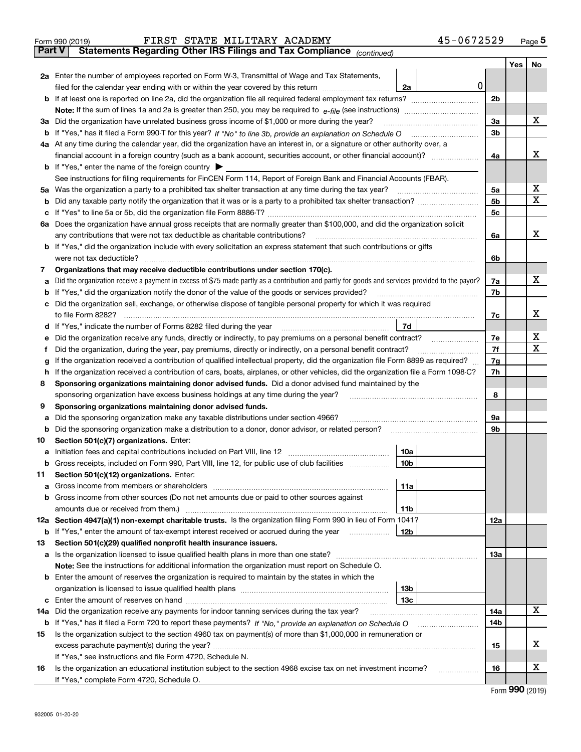Form 990 (2019) FIRST STATE MILITARY ACADEMY 45-0672529

## Part V Statements Regarding Other IRS Filings and Tax Compliance *(continued)*

| | | | | | Yes | No |
|---|---|---|---|---|---|---|
| **2a** | Enter the number of employees reported on Form W-3, Transmittal of Wage and Tax Statements, filed for the calendar year ending with or within the year covered by this return | 2a | 0 | | | |
| **b** | If at least one is reported on line 2a, did the organization file all required federal employment tax returns? | | | 2b | | |
| | **Note:** If the sum of lines 1a and 2a is greater than 250, you may be required to *e-file* (see instructions) | | | | | |
| **3a** | Did the organization have unrelated business gross income of $1,000 or more during the year? | | | 3a | | X |
| **b** | If "Yes," has it filed a Form 990-T for this year? *If "No" to line 3b, provide an explanation on Schedule O* | | | 3b | | |
| **4a** | At any time during the calendar year, did the organization have an interest in, or a signature or other authority over, a financial account in a foreign country (such as a bank account, securities account, or other financial account)? | | | 4a | | X |
| **b** | If "Yes," enter the name of the foreign country ▶ | | | | | |
| | See instructions for filing requirements for FinCEN Form 114, Report of Foreign Bank and Financial Accounts (FBAR). | | | | | |
| **5a** | Was the organization a party to a prohibited tax shelter transaction at any time during the tax year? | | | 5a | | X |
| **b** | Did any taxable party notify the organization that it was or is a party to a prohibited tax shelter transaction? | | | 5b | | X |
| **c** | If "Yes" to line 5a or 5b, did the organization file Form 8886-T? | | | 5c | | |
| **6a** | Does the organization have annual gross receipts that are normally greater than $100,000, and did the organization solicit any contributions that were not tax deductible as charitable contributions? | | | 6a | | X |
| **b** | If "Yes," did the organization include with every solicitation an express statement that such contributions or gifts were not tax deductible? | | | 6b | | |
| **7** | **Organizations that may receive deductible contributions under section 170(c).** | | | | | |
| **a** | Did the organization receive a payment in excess of $75 made partly as a contribution and partly for goods and services provided to the payor? | | | 7a | | X |
| **b** | If "Yes," did the organization notify the donor of the value of the goods or services provided? | | | 7b | | |
| **c** | Did the organization sell, exchange, or otherwise dispose of tangible personal property for which it was required to file Form 8282? | | | 7c | | X |
| **d** | If "Yes," indicate the number of Forms 8282 filed during the year | 7d | | | | |
| **e** | Did the organization receive any funds, directly or indirectly, to pay premiums on a personal benefit contract? | | | 7e | | X |
| **f** | Did the organization, during the year, pay premiums, directly or indirectly, on a personal benefit contract? | | | 7f | | X |
| **g** | If the organization received a contribution of qualified intellectual property, did the organization file Form 8899 as required? | | | 7g | | |
| **h** | If the organization received a contribution of cars, boats, airplanes, or other vehicles, did the organization file a Form 1098-C? | | | 7h | | |
| **8** | **Sponsoring organizations maintaining donor advised funds.** Did a donor advised fund maintained by the sponsoring organization have excess business holdings at any time during the year? | | | 8 | | |
| **9** | **Sponsoring organizations maintaining donor advised funds.** | | | | | |
| **a** | Did the sponsoring organization make any taxable distributions under section 4966? | | | 9a | | |
| **b** | Did the sponsoring organization make a distribution to a donor, donor advisor, or related person? | | | 9b | | |
| **10** | **Section 501(c)(7) organizations.** Enter: | | | | | |
| **a** | Initiation fees and capital contributions included on Part VIII, line 12 | 10a | | | | |
| **b** | Gross receipts, included on Form 990, Part VIII, line 12, for public use of club facilities | 10b | | | | |
| **11** | **Section 501(c)(12) organizations.** Enter: | | | | | |
| **a** | Gross income from members or shareholders | 11a | | | | |
| **b** | Gross income from other sources (Do not net amounts due or paid to other sources against amounts due or received from them.) | 11b | | | | |
| **12a** | **Section 4947(a)(1) non-exempt charitable trusts.** Is the organization filing Form 990 in lieu of Form 1041? | | | 12a | | |
| **b** | If "Yes," enter the amount of tax-exempt interest received or accrued during the year | 12b | | | | |
| **13** | **Section 501(c)(29) qualified nonprofit health insurance issuers.** | | | | | |
| **a** | Is the organization licensed to issue qualified health plans in more than one state? | | | 13a | | |
| | **Note:** See the instructions for additional information the organization must report on Schedule O. | | | | | |
| **b** | Enter the amount of reserves the organization is required to maintain by the states in which the organization is licensed to issue qualified health plans | 13b | | | | |
| **c** | Enter the amount of reserves on hand | 13c | | | | |
| **14a** | Did the organization receive any payments for indoor tanning services during the tax year? | | | 14a | | X |
| **b** | If "Yes," has it filed a Form 720 to report these payments? *If "No," provide an explanation on Schedule O* | | | 14b | | |
| **15** | Is the organization subject to the section 4960 tax on payment(s) of more than $1,000,000 in remuneration or excess parachute payment(s) during the year? | | | 15 | | X |
| | If "Yes," see instructions and file Form 4720, Schedule N. | | | | | |
| **16** | Is the organization an educational institution subject to the section 4968 excise tax on net investment income? | | | 16 | | X |
| | If "Yes," complete Form 4720, Schedule O. | | | | | |

Form **990** (2019)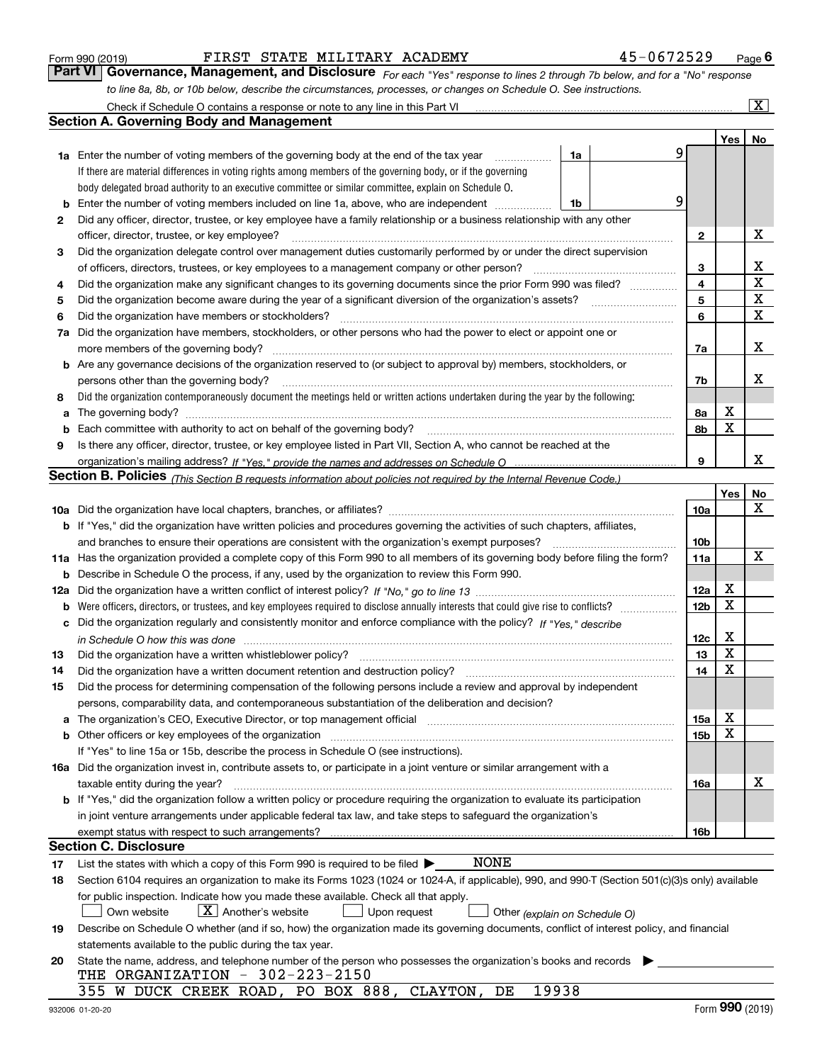Form 990 (2019) FIRST STATE MILITARY ACADEMY 45-0672529

## Part VI Governance, Management, and Disclosure

*For each "Yes" response to lines 2 through 7b below, and for a "No" response to line 8a, 8b, or 10b below, describe the circumstances, processes, or changes on Schedule O. See instructions.*

Check if Schedule O contains a response or note to any line in this Part VI ☒

### Section A. Governing Body and Management

| | | | | Yes | No |
|---|---|---|---|---|---|
| 1a | Enter the number of voting members of the governing body at the end of the tax year | 1a | 9 | | |
| | If there are material differences in voting rights among members of the governing body, or if the governing body delegated broad authority to an executive committee or similar committee, explain on Schedule O. | | | | |
| b | Enter the number of voting members included on line 1a, above, who are independent | 1b | 9 | | |
| 2 | Did any officer, director, trustee, or key employee have a family relationship or a business relationship with any other officer, director, trustee, or key employee? | 2 | | | X |
| 3 | Did the organization delegate control over management duties customarily performed by or under the direct supervision of officers, directors, trustees, or key employees to a management company or other person? | 3 | | | X |
| 4 | Did the organization make any significant changes to its governing documents since the prior Form 990 was filed? | 4 | | | X |
| 5 | Did the organization become aware during the year of a significant diversion of the organization's assets? | 5 | | | X |
| 6 | Did the organization have members or stockholders? | 6 | | | X |
| 7a | Did the organization have members, stockholders, or other persons who had the power to elect or appoint one or more members of the governing body? | 7a | | | X |
| b | Are any governance decisions of the organization reserved to (or subject to approval by) members, stockholders, or persons other than the governing body? | 7b | | | X |
| 8 | Did the organization contemporaneously document the meetings held or written actions undertaken during the year by the following: | | | | |
| a | The governing body? | 8a | | X | |
| b | Each committee with authority to act on behalf of the governing body? | 8b | | X | |
| 9 | Is there any officer, director, trustee, or key employee listed in Part VII, Section A, who cannot be reached at the organization's mailing address? *If "Yes," provide the names and addresses on Schedule O* | 9 | | | X |

### Section B. Policies *(This Section B requests information about policies not required by the Internal Revenue Code.)*

| | | | Yes | No |
|---|---|---|---|---|
| 10a | Did the organization have local chapters, branches, or affiliates? | 10a | | X |
| b | If "Yes," did the organization have written policies and procedures governing the activities of such chapters, affiliates, and branches to ensure their operations are consistent with the organization's exempt purposes? | 10b | | |
| 11a | Has the organization provided a complete copy of this Form 990 to all members of its governing body before filing the form? | 11a | | X |
| b | Describe in Schedule O the process, if any, used by the organization to review this Form 990. | | | |
| 12a | Did the organization have a written conflict of interest policy? *If "No," go to line 13* | 12a | X | |
| b | Were officers, directors, or trustees, and key employees required to disclose annually interests that could give rise to conflicts? | 12b | X | |
| c | Did the organization regularly and consistently monitor and enforce compliance with the policy? *If "Yes," describe in Schedule O how this was done* | 12c | X | |
| 13 | Did the organization have a written whistleblower policy? | 13 | X | |
| 14 | Did the organization have a written document retention and destruction policy? | 14 | X | |
| 15 | Did the process for determining compensation of the following persons include a review and approval by independent persons, comparability data, and contemporaneous substantiation of the deliberation and decision? | | | |
| a | The organization's CEO, Executive Director, or top management official | 15a | X | |
| b | Other officers or key employees of the organization | 15b | X | |
| | If "Yes" to line 15a or 15b, describe the process in Schedule O (see instructions). | | | |
| 16a | Did the organization invest in, contribute assets to, or participate in a joint venture or similar arrangement with a taxable entity during the year? | 16a | | X |
| b | If "Yes," did the organization follow a written policy or procedure requiring the organization to evaluate its participation in joint venture arrangements under applicable federal tax law, and take steps to safeguard the organization's exempt status with respect to such arrangements? | 16b | | |

### Section C. Disclosure

17 List the states with which a copy of this Form 990 is required to be filed ▶ NONE

18 Section 6104 requires an organization to make its Forms 1023 (1024 or 1024-A, if applicable), 990, and 990-T (Section 501(c)(3)s only) available for public inspection. Indicate how you made these available. Check all that apply.

☐ Own website ☒ Another's website ☐ Upon request ☐ Other *(explain on Schedule O)*

19 Describe on Schedule O whether (and if so, how) the organization made its governing documents, conflict of interest policy, and financial statements available to the public during the tax year.

20 State the name, address, and telephone number of the person who possesses the organization's books and records ▶

THE ORGANIZATION - 302-223-2150
355 W DUCK CREEK ROAD, PO BOX 888, CLAYTON, DE 19938

932006 01-20-20 Form **990** (2019)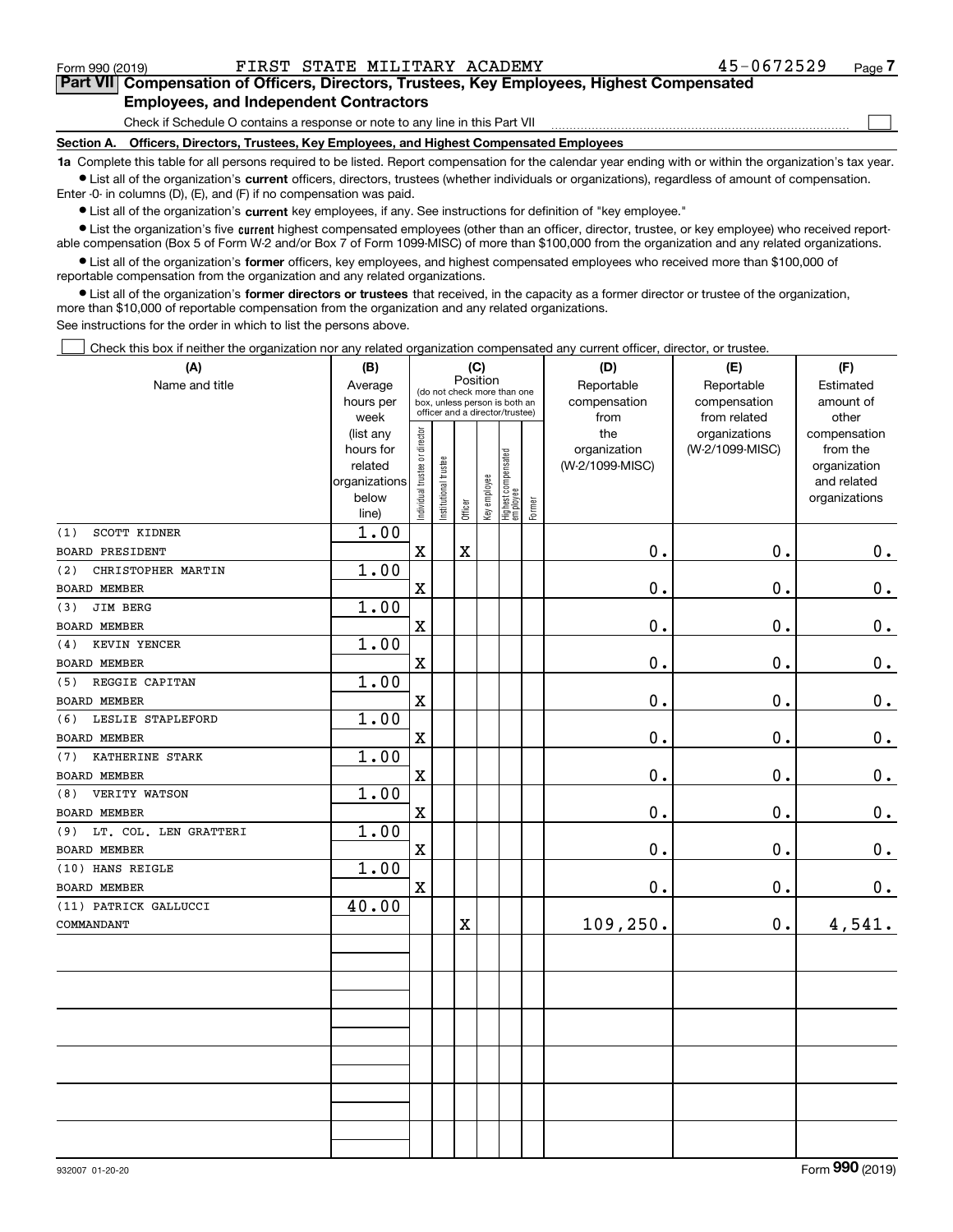Form 990 (2019) FIRST STATE MILITARY ACADEMY 45-0672529

## Part VII Compensation of Officers, Directors, Trustees, Key Employees, Highest Compensated Employees, and Independent Contractors

Check if Schedule O contains a response or note to any line in this Part VII ☐

### Section A. Officers, Directors, Trustees, Key Employees, and Highest Compensated Employees

**1a** Complete this table for all persons required to be listed. Report compensation for the calendar year ending with or within the organization's tax year.

- List all of the organization's **current** officers, directors, trustees (whether individuals or organizations), regardless of amount of compensation. Enter -0- in columns (D), (E), and (F) if no compensation was paid.
- List all of the organization's **current** key employees, if any. See instructions for definition of "key employee."
- List the organization's five **current** highest compensated employees (other than an officer, director, trustee, or key employee) who received reportable compensation (Box 5 of Form W-2 and/or Box 7 of Form 1099-MISC) of more than $100,000 from the organization and any related organizations.
- List all of the organization's **former** officers, key employees, and highest compensated employees who received more than $100,000 of reportable compensation from the organization and any related organizations.
- List all of the organization's **former directors or trustees** that received, in the capacity as a former director or trustee of the organization, more than $10,000 of reportable compensation from the organization and any related organizations.

See instructions for the order in which to list the persons above.

☐ Check this box if neither the organization nor any related organization compensated any current officer, director, or trustee.

| (A) Name and title | (B) Average hours per week (list any hours for related organizations below line) | (C) Position (do not check more than one box, unless person is both an officer and a director/trustee) | | | | | | (D) Reportable compensation from the organization (W-2/1099-MISC) | (E) Reportable compensation from related organizations (W-2/1099-MISC) | (F) Estimated amount of other compensation from the organization and related organizations |
|---|---|---|---|---|---|---|---|---|---|---|
| | | Individual trustee or director | Institutional trustee | Officer | Key employee | Highest compensated employee | Former | | | |
| (1) SCOTT KIDNER<br>BOARD PRESIDENT | 1.00 | X | | X | | | | 0. | 0. | 0. |
| (2) CHRISTOPHER MARTIN<br>BOARD MEMBER | 1.00 | X | | | | | | 0. | 0. | 0. |
| (3) JIM BERG<br>BOARD MEMBER | 1.00 | X | | | | | | 0. | 0. | 0. |
| (4) KEVIN YENCER<br>BOARD MEMBER | 1.00 | X | | | | | | 0. | 0. | 0. |
| (5) REGGIE CAPITAN<br>BOARD MEMBER | 1.00 | X | | | | | | 0. | 0. | 0. |
| (6) LESLIE STAPLEFORD<br>BOARD MEMBER | 1.00 | X | | | | | | 0. | 0. | 0. |
| (7) KATHERINE STARK<br>BOARD MEMBER | 1.00 | X | | | | | | 0. | 0. | 0. |
| (8) VERITY WATSON<br>BOARD MEMBER | 1.00 | X | | | | | | 0. | 0. | 0. |
| (9) LT. COL. LEN GRATTERI<br>BOARD MEMBER | 1.00 | X | | | | | | 0. | 0. | 0. |
| (10) HANS REIGLE<br>BOARD MEMBER | 1.00 | X | | | | | | 0. | 0. | 0. |
| (11) PATRICK GALLUCCI<br>COMMANDANT | 40.00 | | | X | | | | 109,250. | 0. | 4,541. |
| | | | | | | | | | | |
| | | | | | | | | | | |
| | | | | | | | | | | |
| | | | | | | | | | | |
| | | | | | | | | | | |
| | | | | | | | | | | |

932007 01-20-20 Form 990 (2019)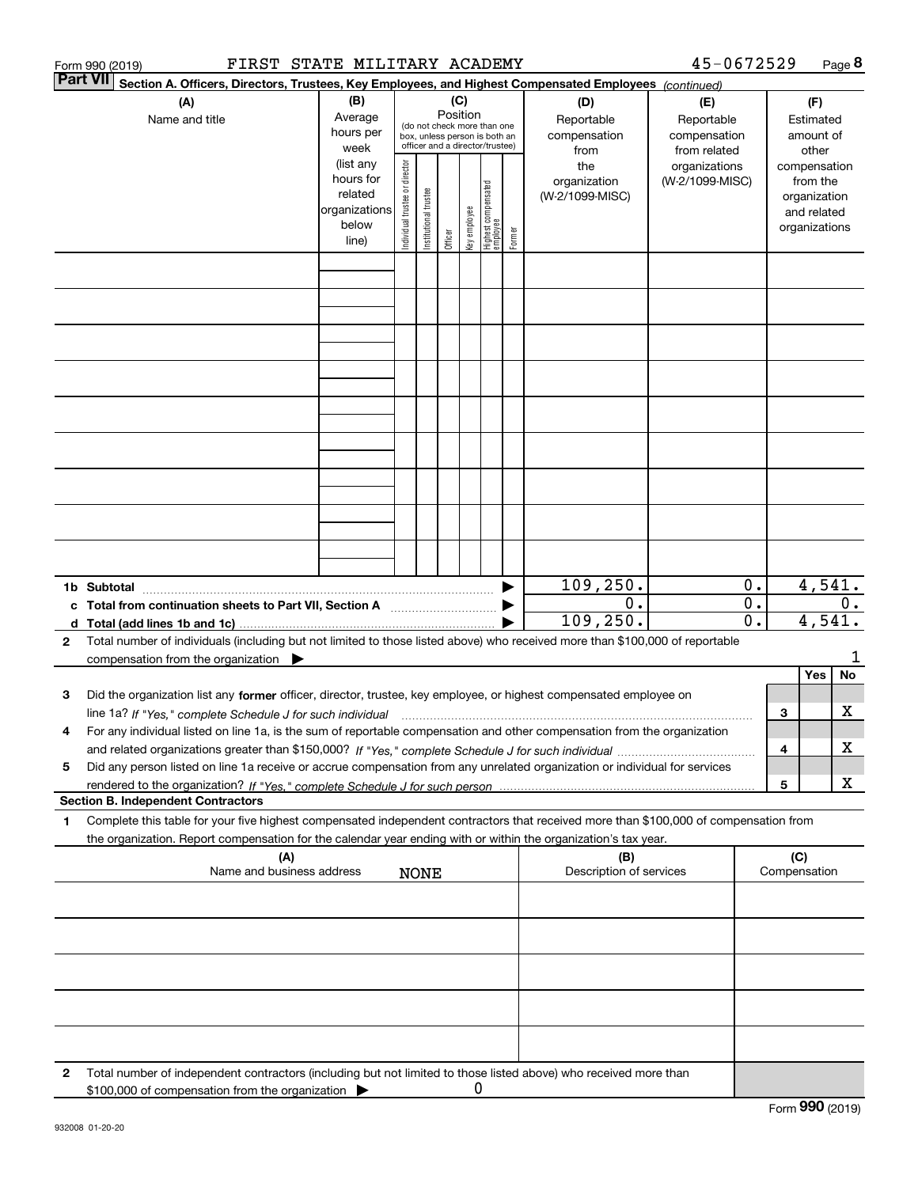Form 990 (2019) FIRST STATE MILITARY ACADEMY 45-0672529

**Part VII** **Section A. Officers, Directors, Trustees, Key Employees, and Highest Compensated Employees** *(continued)*

| (A) Name and title | (B) Average hours per week (list any hours for related organizations below line) | (C) Position (do not check more than one box, unless person is both an officer and a director/trustee): Individual trustee or director | Institutional trustee | Officer | Key employee | Highest compensated employee | Former | (D) Reportable compensation from the organization (W-2/1099-MISC) | (E) Reportable compensation from related organizations (W-2/1099-MISC) | (F) Estimated amount of other compensation from the organization and related organizations |
|---|---|---|---|---|---|---|---|---|---|---|
| | | | | | | | | | | |
| | | | | | | | | | | |
| | | | | | | | | | | |
| | | | | | | | | | | |
| | | | | | | | | | | |
| | | | | | | | | | | |
| | | | | | | | | | | |
| | | | | | | | | | | |
| | | | | | | | | | | |
| **1b Subtotal** | | | | | | | | 109,250. | 0. | 4,541. |
| **c Total from continuation sheets to Part VII, Section A** | | | | | | | | 0. | 0. | 0. |
| **d Total (add lines 1b and 1c)** | | | | | | | | 109,250. | 0. | 4,541. |

**2** Total number of individuals (including but not limited to those listed above) who received more than $100,000 of reportable compensation from the organization ▶ 1

| | | | Yes | No |
|---|---|---|---|---|
| **3** | Did the organization list any **former** officer, director, trustee, key employee, or highest compensated employee on line 1a? *If "Yes," complete Schedule J for such individual* | 3 | | X |
| **4** | For any individual listed on line 1a, is the sum of reportable compensation and other compensation from the organization and related organizations greater than $150,000? *If "Yes," complete Schedule J for such individual* | 4 | | X |
| **5** | Did any person listed on line 1a receive or accrue compensation from any unrelated organization or individual for services rendered to the organization? *If "Yes," complete Schedule J for such person* | 5 | | X |

**Section B. Independent Contractors**

**1** Complete this table for your five highest compensated independent contractors that received more than $100,000 of compensation from the organization. Report compensation for the calendar year ending with or within the organization's tax year.

| (A) Name and business address NONE | (B) Description of services | (C) Compensation |
|---|---|---|
| | | |
| | | |
| | | |
| | | |
| | | |

**2** Total number of independent contractors (including but not limited to those listed above) who received more than $100,000 of compensation from the organization ▶ 0

Form **990** (2019)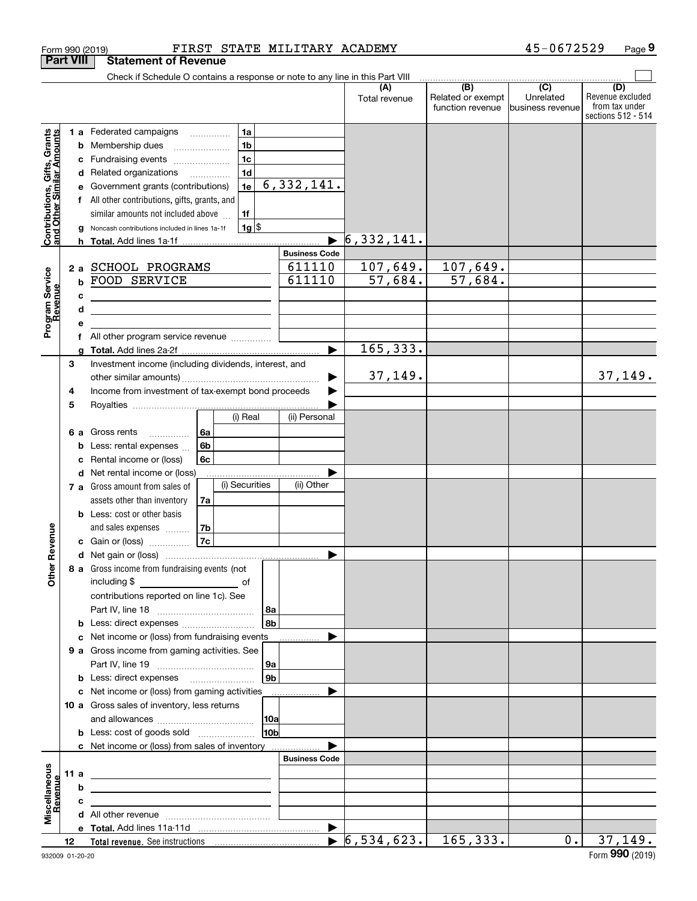Form 990 (2019) FIRST STATE MILITARY ACADEMY 45-0672529 Page 9

## Part VIII Statement of Revenue

Check if Schedule O contains a response or note to any line in this Part VIII

| | | | (A) Total revenue | (B) Related or exempt function revenue | (C) Unrelated business revenue | (D) Revenue excluded from tax under sections 512 - 514 |
|---|---|---|---|---|---|---|
| **Contributions, Gifts, Grants and Other Similar Amounts** | | | | | | |
| 1a | Federated campaigns | 1a | | | | |
| b | Membership dues | 1b | | | | |
| c | Fundraising events | 1c | | | | |
| d | Related organizations | 1d | | | | |
| e | Government grants (contributions) | 1e 6,332,141. | | | | |
| f | All other contributions, gifts, grants, and similar amounts not included above | 1f | | | | |
| g | Noncash contributions included in lines 1a-1f | 1g $ | | | | |
| h | **Total.** Add lines 1a-1f | | 6,332,141. | | | |
| **Program Service Revenue** | | **Business Code** | | | | |
| 2a | SCHOOL PROGRAMS | 611110 | 107,649. | 107,649. | | |
| b | FOOD SERVICE | 611110 | 57,684. | 57,684. | | |
| c | | | | | | |
| d | | | | | | |
| e | | | | | | |
| f | All other program service revenue | | | | | |
| g | **Total.** Add lines 2a-2f | | 165,333. | | | |
| **Other Revenue** | | | | | | |
| 3 | Investment income (including dividends, interest, and other similar amounts) | | 37,149. | | | 37,149. |
| 4 | Income from investment of tax-exempt bond proceeds | | | | | |
| 5 | Royalties | | | | | |
| | | (i) Real / (ii) Personal | | | | |
| 6a | Gross rents | 6a | | | | |
| b | Less: rental expenses | 6b | | | | |
| c | Rental income or (loss) | 6c | | | | |
| d | Net rental income or (loss) | | | | | |
| | | (i) Securities / (ii) Other | | | | |
| 7a | Gross amount from sales of assets other than inventory | 7a | | | | |
| b | Less: cost or other basis and sales expenses | 7b | | | | |
| c | Gain or (loss) | 7c | | | | |
| d | Net gain or (loss) | | | | | |
| 8a | Gross income from fundraising events (not including $ of contributions reported on line 1c). See Part IV, line 18 | 8a | | | | |
| b | Less: direct expenses | 8b | | | | |
| c | Net income or (loss) from fundraising events | | | | | |
| 9a | Gross income from gaming activities. See Part IV, line 19 | 9a | | | | |
| b | Less: direct expenses | 9b | | | | |
| c | Net income or (loss) from gaming activities | | | | | |
| 10a | Gross sales of inventory, less returns and allowances | 10a | | | | |
| b | Less: cost of goods sold | 10b | | | | |
| c | Net income or (loss) from sales of inventory | | | | | |
| **Miscellaneous Revenue** | | **Business Code** | | | | |
| 11a | | | | | | |
| b | | | | | | |
| c | | | | | | |
| d | All other revenue | | | | | |
| e | **Total.** Add lines 11a-11d | | | | | |
| 12 | **Total revenue.** See instructions | | 6,534,623. | 165,333. | 0. | 37,149. |

932009 01-20-20 Form **990** (2019)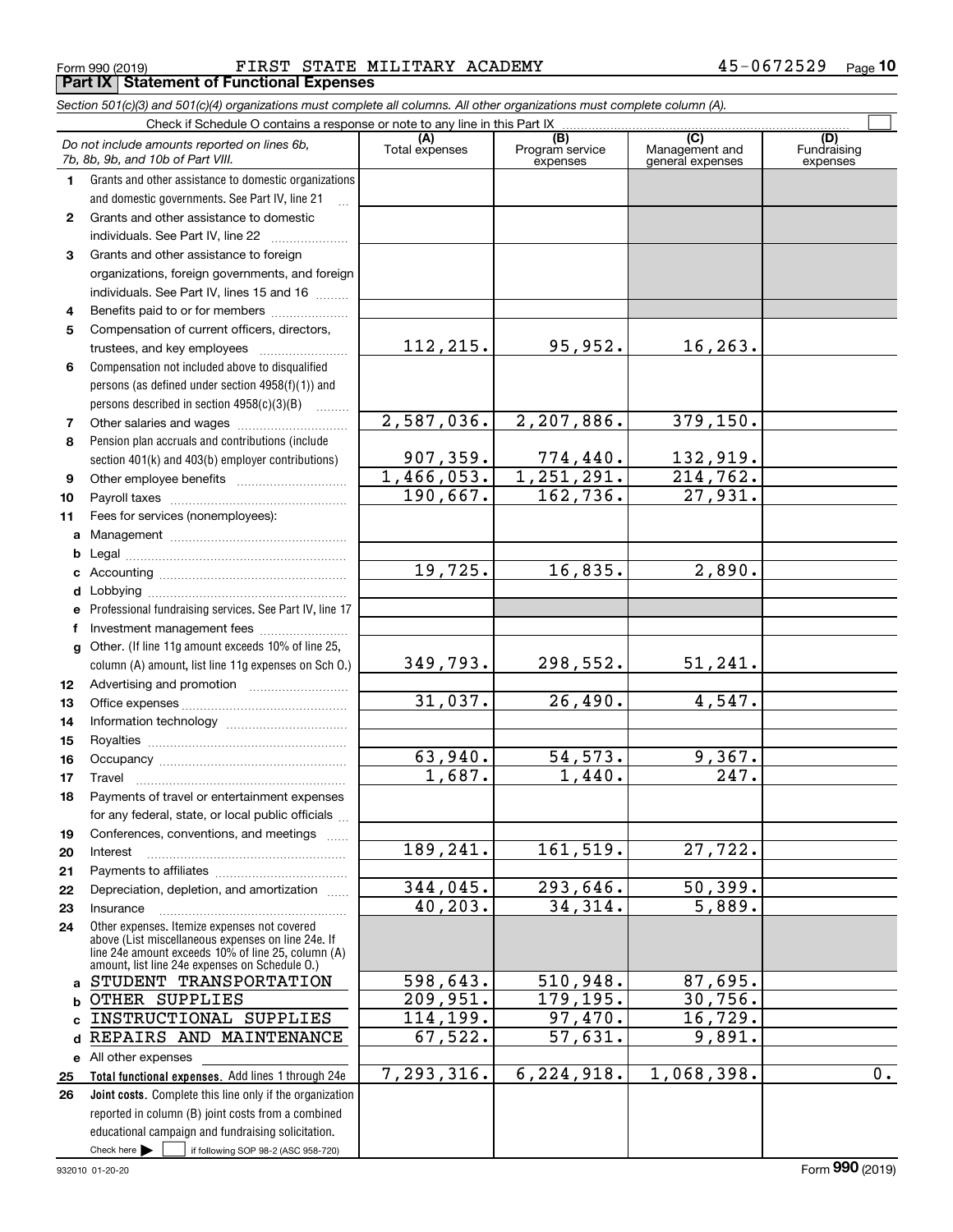Form 990 (2019) FIRST STATE MILITARY ACADEMY 45-0672529

## Part IX Statement of Functional Expenses

*Section 501(c)(3) and 501(c)(4) organizations must complete all columns. All other organizations must complete column (A).*

Check if Schedule O contains a response or note to any line in this Part IX

| | *Do not include amounts reported on lines 6b, 7b, 8b, 9b, and 10b of Part VIII.* | (A) Total expenses | (B) Program service expenses | (C) Management and general expenses | (D) Fundraising expenses |
|---|---|---|---|---|---|
| 1 | Grants and other assistance to domestic organizations and domestic governments. See Part IV, line 21 | | | | |
| 2 | Grants and other assistance to domestic individuals. See Part IV, line 22 | | | | |
| 3 | Grants and other assistance to foreign organizations, foreign governments, and foreign individuals. See Part IV, lines 15 and 16 | | | | |
| 4 | Benefits paid to or for members | | | | |
| 5 | Compensation of current officers, directors, trustees, and key employees | 112,215. | 95,952. | 16,263. | |
| 6 | Compensation not included above to disqualified persons (as defined under section 4958(f)(1)) and persons described in section 4958(c)(3)(B) | | | | |
| 7 | Other salaries and wages | 2,587,036. | 2,207,886. | 379,150. | |
| 8 | Pension plan accruals and contributions (include section 401(k) and 403(b) employer contributions) | 907,359. | 774,440. | 132,919. | |
| 9 | Other employee benefits | 1,466,053. | 1,251,291. | 214,762. | |
| 10 | Payroll taxes | 190,667. | 162,736. | 27,931. | |
| 11 | Fees for services (nonemployees): | | | | |
| a | Management | | | | |
| b | Legal | | | | |
| c | Accounting | 19,725. | 16,835. | 2,890. | |
| d | Lobbying | | | | |
| e | Professional fundraising services. See Part IV, line 17 | | | | |
| f | Investment management fees | | | | |
| g | Other. (If line 11g amount exceeds 10% of line 25, column (A) amount, list line 11g expenses on Sch O.) | 349,793. | 298,552. | 51,241. | |
| 12 | Advertising and promotion | | | | |
| 13 | Office expenses | 31,037. | 26,490. | 4,547. | |
| 14 | Information technology | | | | |
| 15 | Royalties | | | | |
| 16 | Occupancy | 63,940. | 54,573. | 9,367. | |
| 17 | Travel | 1,687. | 1,440. | 247. | |
| 18 | Payments of travel or entertainment expenses for any federal, state, or local public officials | | | | |
| 19 | Conferences, conventions, and meetings | | | | |
| 20 | Interest | 189,241. | 161,519. | 27,722. | |
| 21 | Payments to affiliates | | | | |
| 22 | Depreciation, depletion, and amortization | 344,045. | 293,646. | 50,399. | |
| 23 | Insurance | 40,203. | 34,314. | 5,889. | |
| 24 | Other expenses. Itemize expenses not covered above (List miscellaneous expenses on line 24e. If line 24e amount exceeds 10% of line 25, column (A) amount, list line 24e expenses on Schedule O.) | | | | |
| a | STUDENT TRANSPORTATION | 598,643. | 510,948. | 87,695. | |
| b | OTHER SUPPLIES | 209,951. | 179,195. | 30,756. | |
| c | INSTRUCTIONAL SUPPLIES | 114,199. | 97,470. | 16,729. | |
| d | REPAIRS AND MAINTENANCE | 67,522. | 57,631. | 9,891. | |
| e | All other expenses | | | | |
| 25 | **Total functional expenses.** Add lines 1 through 24e | 7,293,316. | 6,224,918. | 1,068,398. | 0. |
| 26 | **Joint costs.** Complete this line only if the organization reported in column (B) joint costs from a combined educational campaign and fundraising solicitation. Check here ☐ if following SOP 98-2 (ASC 958-720) | | | | |

932010 01-20-20 Form **990** (2019)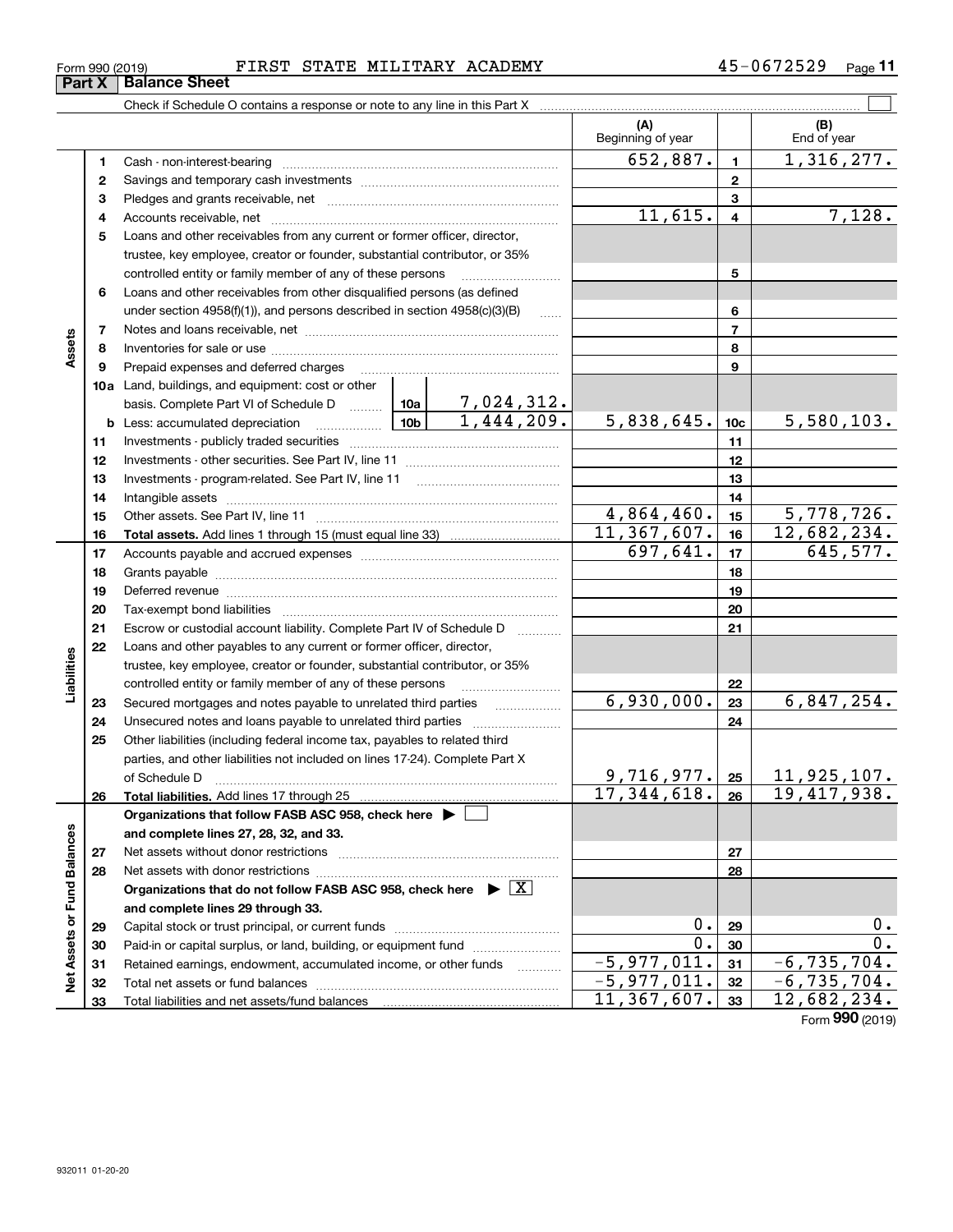Form 990 (2019) FIRST STATE MILITARY ACADEMY 45-0672529

## Part X Balance Sheet

Check if Schedule O contains a response or note to any line in this Part X ☐

| | | | | (A) Beginning of year | | (B) End of year |
|---|---|---|---|---|---|---|
| **Assets** | 1 | Cash - non-interest-bearing | | 652,887. | 1 | 1,316,277. |
| | 2 | Savings and temporary cash investments | | | 2 | |
| | 3 | Pledges and grants receivable, net | | | 3 | |
| | 4 | Accounts receivable, net | | 11,615. | 4 | 7,128. |
| | 5 | Loans and other receivables from any current or former officer, director, trustee, key employee, creator or founder, substantial contributor, or 35% controlled entity or family member of any of these persons | | | 5 | |
| | 6 | Loans and other receivables from other disqualified persons (as defined under section 4958(f)(1)), and persons described in section 4958(c)(3)(B) | | | 6 | |
| | 7 | Notes and loans receivable, net | | | 7 | |
| | 8 | Inventories for sale or use | | | 8 | |
| | 9 | Prepaid expenses and deferred charges | | | 9 | |
| | 10a | Land, buildings, and equipment: cost or other basis. Complete Part VI of Schedule D | 10a 7,024,312. | | | |
| | b | Less: accumulated depreciation | 10b 1,444,209. | 5,838,645. | 10c | 5,580,103. |
| | 11 | Investments - publicly traded securities | | | 11 | |
| | 12 | Investments - other securities. See Part IV, line 11 | | | 12 | |
| | 13 | Investments - program-related. See Part IV, line 11 | | | 13 | |
| | 14 | Intangible assets | | | 14 | |
| | 15 | Other assets. See Part IV, line 11 | | 4,864,460. | 15 | 5,778,726. |
| | 16 | **Total assets.** Add lines 1 through 15 (must equal line 33) | | 11,367,607. | 16 | 12,682,234. |
| **Liabilities** | 17 | Accounts payable and accrued expenses | | 697,641. | 17 | 645,577. |
| | 18 | Grants payable | | | 18 | |
| | 19 | Deferred revenue | | | 19 | |
| | 20 | Tax-exempt bond liabilities | | | 20 | |
| | 21 | Escrow or custodial account liability. Complete Part IV of Schedule D | | | 21 | |
| | 22 | Loans and other payables to any current or former officer, director, trustee, key employee, creator or founder, substantial contributor, or 35% controlled entity or family member of any of these persons | | | 22 | |
| | 23 | Secured mortgages and notes payable to unrelated third parties | | 6,930,000. | 23 | 6,847,254. |
| | 24 | Unsecured notes and loans payable to unrelated third parties | | | 24 | |
| | 25 | Other liabilities (including federal income tax, payables to related third parties, and other liabilities not included on lines 17-24). Complete Part X of Schedule D | | 9,716,977. | 25 | 11,925,107. |
| | 26 | **Total liabilities.** Add lines 17 through 25 | | 17,344,618. | 26 | 19,417,938. |
| **Net Assets or Fund Balances** | | **Organizations that follow FASB ASC 958, check here** ☐ **and complete lines 27, 28, 32, and 33.** | | | | |
| | 27 | Net assets without donor restrictions | | | 27 | |
| | 28 | Net assets with donor restrictions | | | 28 | |
| | | **Organizations that do not follow FASB ASC 958, check here** ☒ **and complete lines 29 through 33.** | | | | |
| | 29 | Capital stock or trust principal, or current funds | | 0. | 29 | 0. |
| | 30 | Paid-in or capital surplus, or land, building, or equipment fund | | 0. | 30 | 0. |
| | 31 | Retained earnings, endowment, accumulated income, or other funds | | -5,977,011. | 31 | -6,735,704. |
| | 32 | Total net assets or fund balances | | -5,977,011. | 32 | -6,735,704. |
| | 33 | Total liabilities and net assets/fund balances | | 11,367,607. | 33 | 12,682,234. |

Form **990** (2019)

932011 01-20-20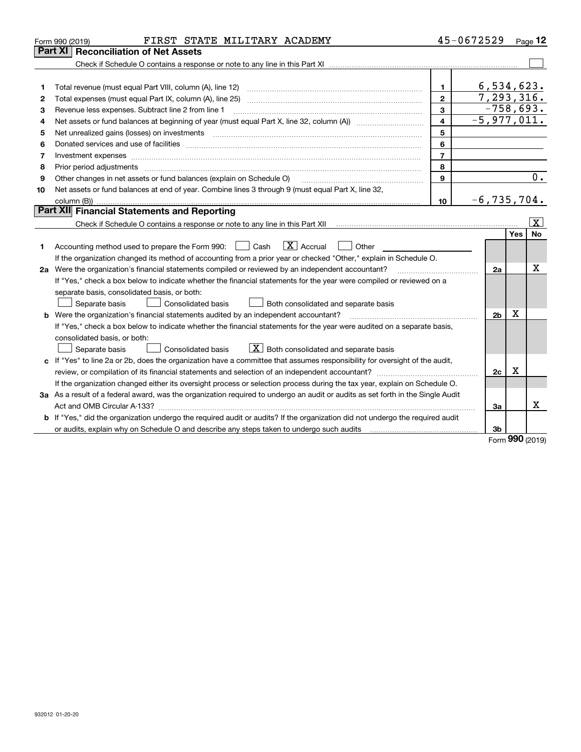Form 990 (2019) FIRST STATE MILITARY ACADEMY 45-0672529

## Part XI Reconciliation of Net Assets

Check if Schedule O contains a response or note to any line in this Part XI ☐

| | | | |
|---|---|---|---|
| 1 | Total revenue (must equal Part VIII, column (A), line 12) | 1 | 6,534,623. |
| 2 | Total expenses (must equal Part IX, column (A), line 25) | 2 | 7,293,316. |
| 3 | Revenue less expenses. Subtract line 2 from line 1 | 3 | -758,693. |
| 4 | Net assets or fund balances at beginning of year (must equal Part X, line 32, column (A)) | 4 | -5,977,011. |
| 5 | Net unrealized gains (losses) on investments | 5 | |
| 6 | Donated services and use of facilities | 6 | |
| 7 | Investment expenses | 7 | |
| 8 | Prior period adjustments | 8 | |
| 9 | Other changes in net assets or fund balances (explain on Schedule O) | 9 | 0. |
| 10 | Net assets or fund balances at end of year. Combine lines 3 through 9 (must equal Part X, line 32, column (B)) | 10 | -6,735,704. |

## Part XII Financial Statements and Reporting

Check if Schedule O contains a response or note to any line in this Part XII ☒

| | | | Yes | No |
|---|---|---|---|---|
| 1 | Accounting method used to prepare the Form 990: ☐ Cash ☒ Accrual ☐ Other<br>If the organization changed its method of accounting from a prior year or checked "Other," explain in Schedule O. | | | |
| 2a | Were the organization's financial statements compiled or reviewed by an independent accountant?<br>If "Yes," check a box below to indicate whether the financial statements for the year were compiled or reviewed on a separate basis, consolidated basis, or both:<br>☐ Separate basis ☐ Consolidated basis ☐ Both consolidated and separate basis | 2a | | X |
| b | Were the organization's financial statements audited by an independent accountant?<br>If "Yes," check a box below to indicate whether the financial statements for the year were audited on a separate basis, consolidated basis, or both:<br>☐ Separate basis ☐ Consolidated basis ☒ Both consolidated and separate basis | 2b | X | |
| c | If "Yes" to line 2a or 2b, does the organization have a committee that assumes responsibility for oversight of the audit, review, or compilation of its financial statements and selection of an independent accountant?<br>If the organization changed either its oversight process or selection process during the tax year, explain on Schedule O. | 2c | X | |
| 3a | As a result of a federal award, was the organization required to undergo an audit or audits as set forth in the Single Audit Act and OMB Circular A-133? | 3a | | X |
| b | If "Yes," did the organization undergo the required audit or audits? If the organization did not undergo the required audit or audits, explain why on Schedule O and describe any steps taken to undergo such audits | 3b | | |

Form 990 (2019)

932012 01-20-20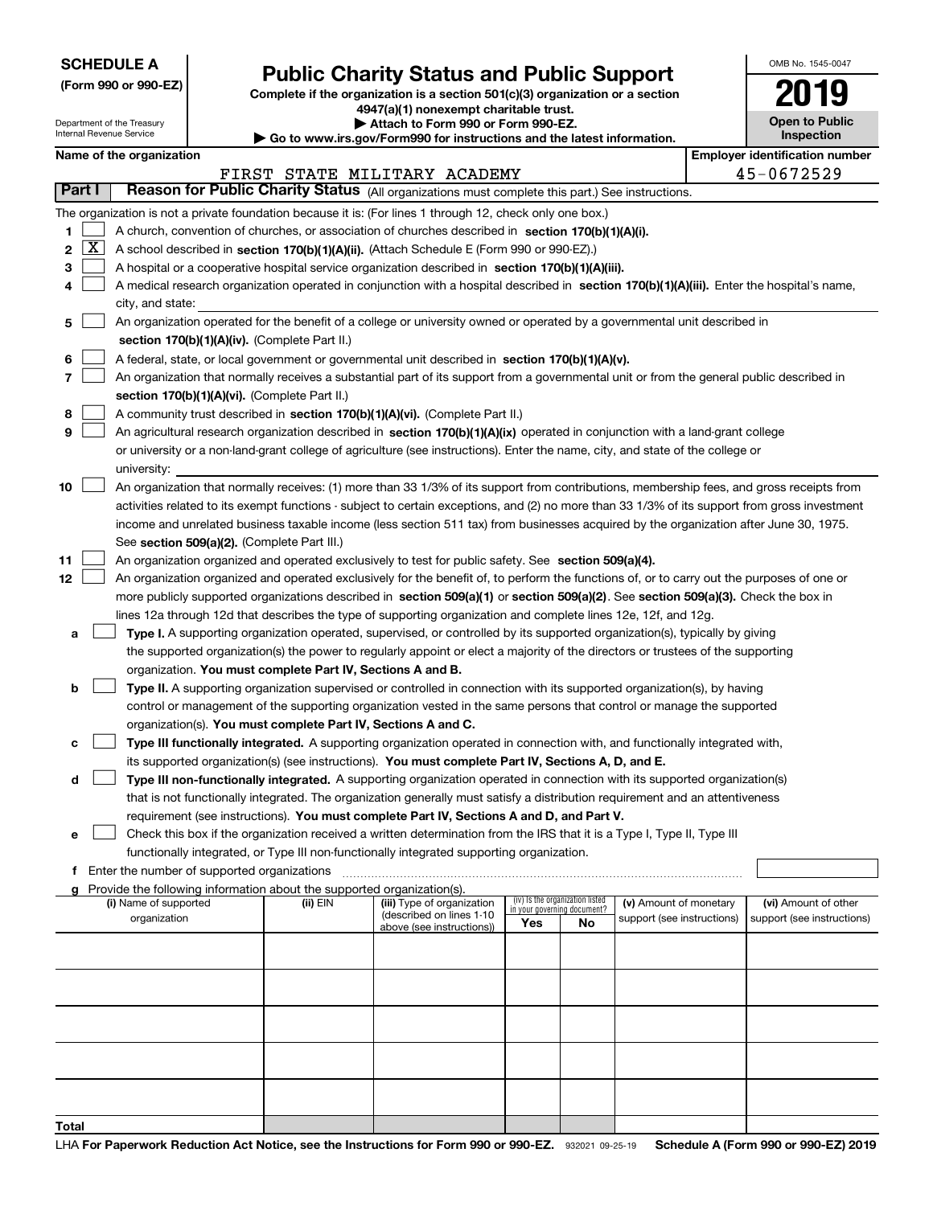**SCHEDULE A**
**(Form 990 or 990-EZ)**

Department of the Treasury
Internal Revenue Service

# Public Charity Status and Public Support

**Complete if the organization is a section 501(c)(3) organization or a section 4947(a)(1) nonexempt charitable trust.**
**▶ Attach to Form 990 or Form 990-EZ.**
**▶ Go to www.irs.gov/Form990 for instructions and the latest information.**

OMB No. 1545-0047

**2019**

**Open to Public Inspection**

**Name of the organization**
FIRST STATE MILITARY ACADEMY

**Employer identification number**
45-0672529

**Part I** **Reason for Public Charity Status** (All organizations must complete this part.) See instructions.

The organization is not a private foundation because it is: (For lines 1 through 12, check only one box.)

1 [ ] A church, convention of churches, or association of churches described in **section 170(b)(1)(A)(i).**

2 [X] A school described in **section 170(b)(1)(A)(ii).** (Attach Schedule E (Form 990 or 990-EZ).)

3 [ ] A hospital or a cooperative hospital service organization described in **section 170(b)(1)(A)(iii).**

4 [ ] A medical research organization operated in conjunction with a hospital described in **section 170(b)(1)(A)(iii).** Enter the hospital's name, city, and state:

5 [ ] An organization operated for the benefit of a college or university owned or operated by a governmental unit described in **section 170(b)(1)(A)(iv).** (Complete Part II.)

6 [ ] A federal, state, or local government or governmental unit described in **section 170(b)(1)(A)(v).**

7 [ ] An organization that normally receives a substantial part of its support from a governmental unit or from the general public described in **section 170(b)(1)(A)(vi).** (Complete Part II.)

8 [ ] A community trust described in **section 170(b)(1)(A)(vi).** (Complete Part II.)

9 [ ] An agricultural research organization described in **section 170(b)(1)(A)(ix)** operated in conjunction with a land-grant college or university or a non-land-grant college of agriculture (see instructions). Enter the name, city, and state of the college or university:

10 [ ] An organization that normally receives: (1) more than 33 1/3% of its support from contributions, membership fees, and gross receipts from activities related to its exempt functions - subject to certain exceptions, and (2) no more than 33 1/3% of its support from gross investment income and unrelated business taxable income (less section 511 tax) from businesses acquired by the organization after June 30, 1975. See **section 509(a)(2).** (Complete Part III.)

11 [ ] An organization organized and operated exclusively to test for public safety. See **section 509(a)(4).**

12 [ ] An organization organized and operated exclusively for the benefit of, to perform the functions of, or to carry out the purposes of one or more publicly supported organizations described in **section 509(a)(1)** or **section 509(a)(2).** See **section 509(a)(3).** Check the box in lines 12a through 12d that describes the type of supporting organization and complete lines 12e, 12f, and 12g.

a [ ] **Type I.** A supporting organization operated, supervised, or controlled by its supported organization(s), typically by giving the supported organization(s) the power to regularly appoint or elect a majority of the directors or trustees of the supporting organization. **You must complete Part IV, Sections A and B.**

b [ ] **Type II.** A supporting organization supervised or controlled in connection with its supported organization(s), by having control or management of the supporting organization vested in the same persons that control or manage the supported organization(s). **You must complete Part IV, Sections A and C.**

c [ ] **Type III functionally integrated.** A supporting organization operated in connection with, and functionally integrated with, its supported organization(s) (see instructions). **You must complete Part IV, Sections A, D, and E.**

d [ ] **Type III non-functionally integrated.** A supporting organization operated in connection with its supported organization(s) that is not functionally integrated. The organization generally must satisfy a distribution requirement and an attentiveness requirement (see instructions). **You must complete Part IV, Sections A and D, and Part V.**

e [ ] Check this box if the organization received a written determination from the IRS that it is a Type I, Type II, Type III functionally integrated, or Type III non-functionally integrated supporting organization.

f Enter the number of supported organizations

g Provide the following information about the supported organization(s).

| (i) Name of supported organization | (ii) EIN | (iii) Type of organization (described on lines 1-10 above (see instructions)) | (iv) Is the organization listed in your governing document? | | (v) Amount of monetary support (see instructions) | (vi) Amount of other support (see instructions) |
|---|---|---|---|---|---|---|
| | | | Yes | No | | |
| | | | | | | |
| | | | | | | |
| | | | | | | |
| | | | | | | |
| | | | | | | |
| **Total** | | | | | | |

LHA **For Paperwork Reduction Act Notice, see the Instructions for Form 990 or 990-EZ.** 932021 09-25-19 **Schedule A (Form 990 or 990-EZ) 2019**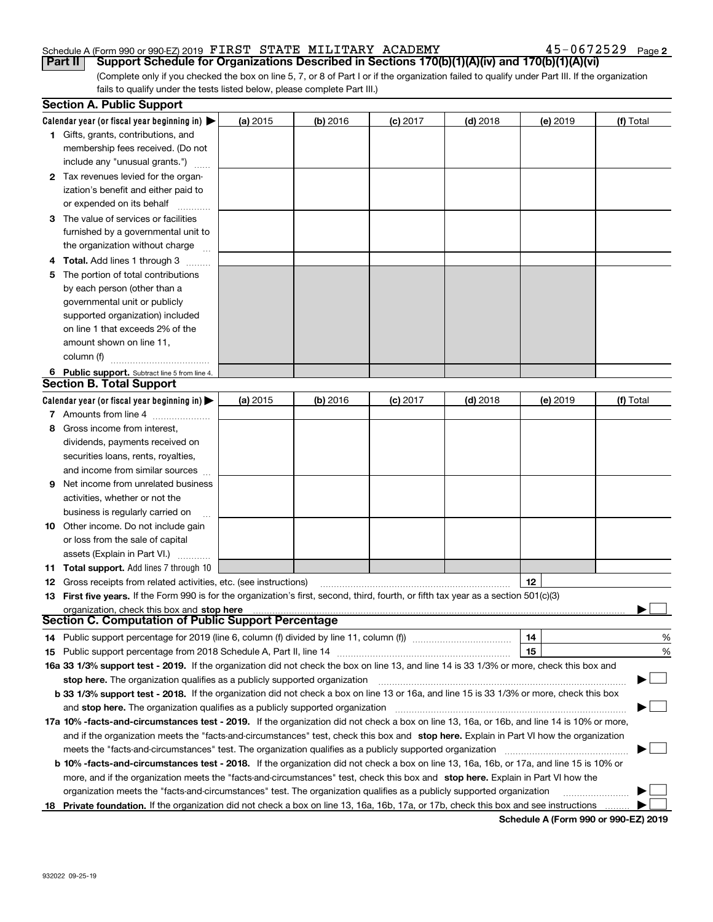Schedule A (Form 990 or 990-EZ) 2019 FIRST STATE MILITARY ACADEMY 45-0672529 Page 2

**Part II** **Support Schedule for Organizations Described in Sections 170(b)(1)(A)(iv) and 170(b)(1)(A)(vi)**

(Complete only if you checked the box on line 5, 7, or 8 of Part I or if the organization failed to qualify under Part III. If the organization fails to qualify under the tests listed below, please complete Part III.)

### Section A. Public Support

| Calendar year (or fiscal year beginning in) ▶ | (a) 2015 | (b) 2016 | (c) 2017 | (d) 2018 | (e) 2019 | (f) Total |
|---|---|---|---|---|---|---|
| **1** Gifts, grants, contributions, and membership fees received. (Do not include any "unusual grants.") | | | | | | |
| **2** Tax revenues levied for the organization's benefit and either paid to or expended on its behalf | | | | | | |
| **3** The value of services or facilities furnished by a governmental unit to the organization without charge | | | | | | |
| **4** **Total.** Add lines 1 through 3 | | | | | | |
| **5** The portion of total contributions by each person (other than a governmental unit or publicly supported organization) included on line 1 that exceeds 2% of the amount shown on line 11, column (f) | | | | | | |
| **6** **Public support.** Subtract line 5 from line 4. | | | | | | |

### Section B. Total Support

| Calendar year (or fiscal year beginning in) ▶ | (a) 2015 | (b) 2016 | (c) 2017 | (d) 2018 | (e) 2019 | (f) Total |
|---|---|---|---|---|---|---|
| **7** Amounts from line 4 | | | | | | |
| **8** Gross income from interest, dividends, payments received on securities loans, rents, royalties, and income from similar sources | | | | | | |
| **9** Net income from unrelated business activities, whether or not the business is regularly carried on | | | | | | |
| **10** Other income. Do not include gain or loss from the sale of capital assets (Explain in Part VI.) | | | | | | |
| **11** **Total support.** Add lines 7 through 10 | | | | | | |

**12** Gross receipts from related activities, etc. (see instructions) | **12** |

**13** **First five years.** If the Form 990 is for the organization's first, second, third, fourth, or fifth tax year as a section 501(c)(3) organization, check this box and **stop here** ▶ ☐

### Section C. Computation of Public Support Percentage

**14** Public support percentage for 2019 (line 6, column (f) divided by line 11, column (f)) | **14** | %

**15** Public support percentage from 2018 Schedule A, Part II, line 14 | **15** | %

**16a 33 1/3% support test - 2019.** If the organization did not check the box on line 13, and line 14 is 33 1/3% or more, check this box and **stop here.** The organization qualifies as a publicly supported organization ▶ ☐

**b 33 1/3% support test - 2018.** If the organization did not check a box on line 13 or 16a, and line 15 is 33 1/3% or more, check this box and **stop here.** The organization qualifies as a publicly supported organization ▶ ☐

**17a 10% -facts-and-circumstances test - 2019.** If the organization did not check a box on line 13, 16a, or 16b, and line 14 is 10% or more, and if the organization meets the "facts-and-circumstances" test, check this box and **stop here.** Explain in Part VI how the organization meets the "facts-and-circumstances" test. The organization qualifies as a publicly supported organization ▶ ☐

**b 10% -facts-and-circumstances test - 2018.** If the organization did not check a box on line 13, 16a, 16b, or 17a, and line 15 is 10% or more, and if the organization meets the "facts-and-circumstances" test, check this box and **stop here.** Explain in Part VI how the organization meets the "facts-and-circumstances" test. The organization qualifies as a publicly supported organization ▶ ☐

**18** **Private foundation.** If the organization did not check a box on line 13, 16a, 16b, 17a, or 17b, check this box and see instructions ▶ ☐

**Schedule A (Form 990 or 990-EZ) 2019**

932022 09-25-19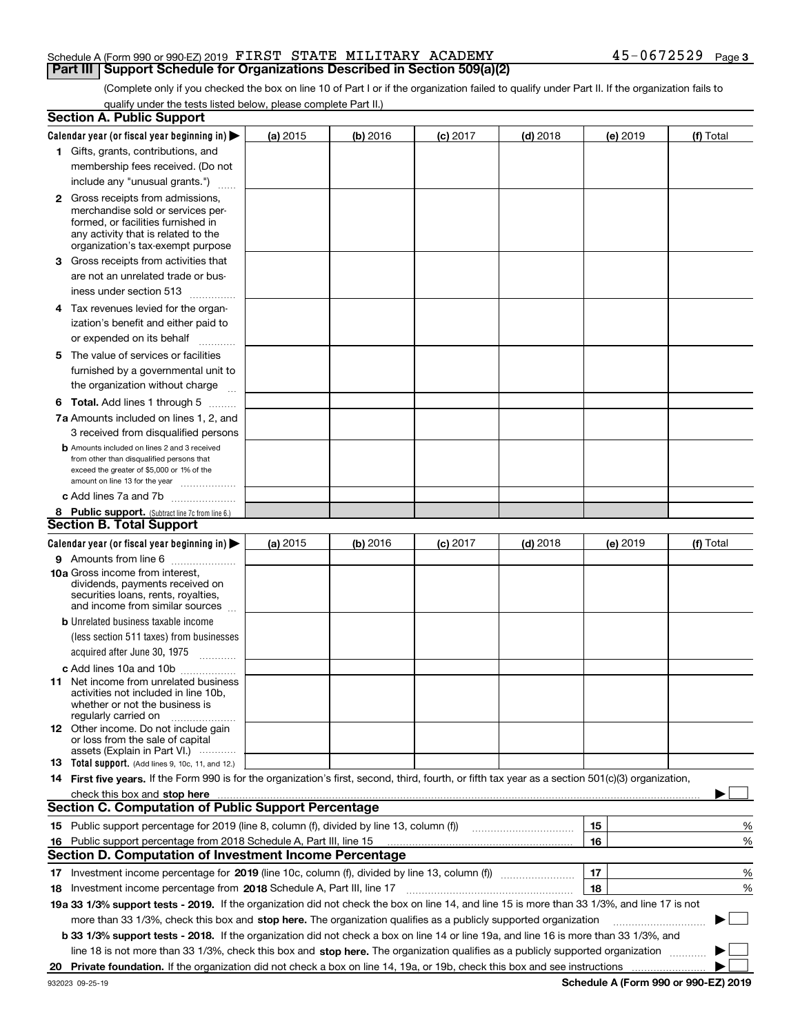Schedule A (Form 990 or 990-EZ) 2019 FIRST STATE MILITARY ACADEMY 45-0672529 Page 3

## Part III Support Schedule for Organizations Described in Section 509(a)(2)

(Complete only if you checked the box on line 10 of Part I or if the organization failed to qualify under Part II. If the organization fails to qualify under the tests listed below, please complete Part II.)

### Section A. Public Support

| Calendar year (or fiscal year beginning in) ▶ | (a) 2015 | (b) 2016 | (c) 2017 | (d) 2018 | (e) 2019 | (f) Total |
|---|---|---|---|---|---|---|
| 1 Gifts, grants, contributions, and membership fees received. (Do not include any "unusual grants.") | | | | | | |
| 2 Gross receipts from admissions, merchandise sold or services performed, or facilities furnished in any activity that is related to the organization's tax-exempt purpose | | | | | | |
| 3 Gross receipts from activities that are not an unrelated trade or business under section 513 | | | | | | |
| 4 Tax revenues levied for the organization's benefit and either paid to or expended on its behalf | | | | | | |
| 5 The value of services or facilities furnished by a governmental unit to the organization without charge | | | | | | |
| 6 **Total.** Add lines 1 through 5 | | | | | | |
| 7a Amounts included on lines 1, 2, and 3 received from disqualified persons | | | | | | |
| b Amounts included on lines 2 and 3 received from other than disqualified persons that exceed the greater of $5,000 or 1% of the amount on line 13 for the year | | | | | | |
| c Add lines 7a and 7b | | | | | | |
| 8 **Public support.** (Subtract line 7c from line 6.) | | | | | | |

### Section B. Total Support

| Calendar year (or fiscal year beginning in) ▶ | (a) 2015 | (b) 2016 | (c) 2017 | (d) 2018 | (e) 2019 | (f) Total |
|---|---|---|---|---|---|---|
| 9 Amounts from line 6 | | | | | | |
| 10a Gross income from interest, dividends, payments received on securities loans, rents, royalties, and income from similar sources | | | | | | |
| b Unrelated business taxable income (less section 511 taxes) from businesses acquired after June 30, 1975 | | | | | | |
| c Add lines 10a and 10b | | | | | | |
| 11 Net income from unrelated business activities not included in line 10b, whether or not the business is regularly carried on | | | | | | |
| 12 Other income. Do not include gain or loss from the sale of capital assets (Explain in Part VI.) | | | | | | |
| 13 **Total support.** (Add lines 9, 10c, 11, and 12.) | | | | | | |

14 **First five years.** If the Form 990 is for the organization's first, second, third, fourth, or fifth tax year as a section 501(c)(3) organization, check this box and **stop here** ▶ ☐

### Section C. Computation of Public Support Percentage

| | | | |
|---|---|---|---|
| 15 | Public support percentage for 2019 (line 8, column (f), divided by line 13, column (f)) | 15 | % |
| 16 | Public support percentage from 2018 Schedule A, Part III, line 15 | 16 | % |

### Section D. Computation of Investment Income Percentage

| | | | |
|---|---|---|---|
| 17 | Investment income percentage for **2019** (line 10c, column (f), divided by line 13, column (f)) | 17 | % |
| 18 | Investment income percentage from **2018** Schedule A, Part III, line 17 | 18 | % |

**19a 33 1/3% support tests - 2019.** If the organization did not check the box on line 14, and line 15 is more than 33 1/3%, and line 17 is not more than 33 1/3%, check this box and **stop here.** The organization qualifies as a publicly supported organization ▶ ☐

**b 33 1/3% support tests - 2018.** If the organization did not check a box on line 14 or line 19a, and line 16 is more than 33 1/3%, and line 18 is not more than 33 1/3%, check this box and **stop here.** The organization qualifies as a publicly supported organization ▶ ☐

**20 Private foundation.** If the organization did not check a box on line 14, 19a, or 19b, check this box and see instructions ▶ ☐

932023 09-25-19 **Schedule A (Form 990 or 990-EZ) 2019**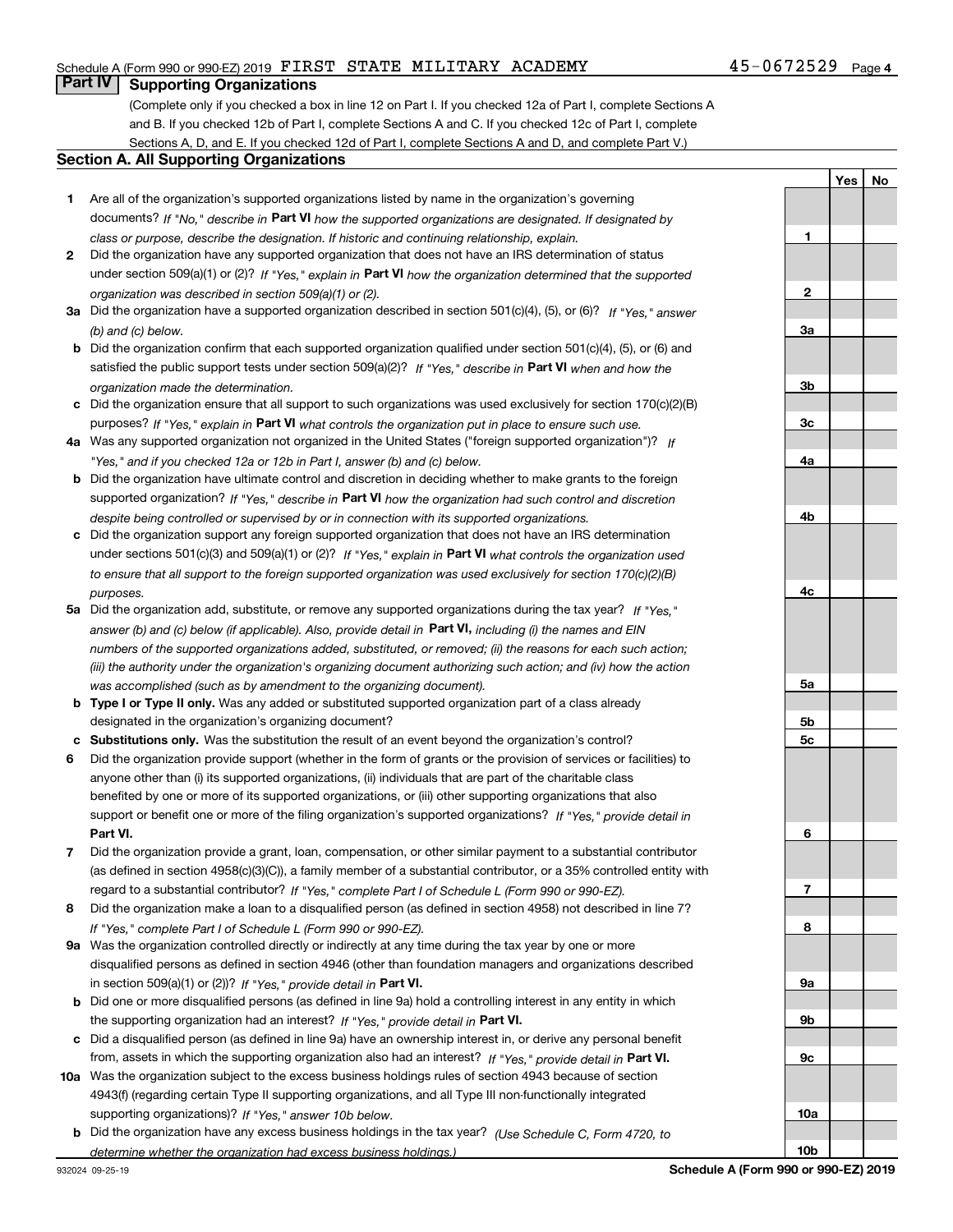Schedule A (Form 990 or 990-EZ) 2019 FIRST STATE MILITARY ACADEMY 45-0672529 Page 4

## Part IV Supporting Organizations

(Complete only if you checked a box in line 12 on Part I. If you checked 12a of Part I, complete Sections A and B. If you checked 12b of Part I, complete Sections A and C. If you checked 12c of Part I, complete Sections A, D, and E. If you checked 12d of Part I, complete Sections A and D, and complete Part V.)

### Section A. All Supporting Organizations

| | | Line | Yes | No |
|---|---|---|---|---|
| 1 | Are all of the organization's supported organizations listed by name in the organization's governing documents? *If "No," describe in* **Part VI** *how the supported organizations are designated. If designated by class or purpose, describe the designation. If historic and continuing relationship, explain.* | 1 | | |
| 2 | Did the organization have any supported organization that does not have an IRS determination of status under section 509(a)(1) or (2)? *If "Yes," explain in* **Part VI** *how the organization determined that the supported organization was described in section 509(a)(1) or (2).* | 2 | | |
| 3a | Did the organization have a supported organization described in section 501(c)(4), (5), or (6)? *If "Yes," answer (b) and (c) below.* | 3a | | |
| b | Did the organization confirm that each supported organization qualified under section 501(c)(4), (5), or (6) and satisfied the public support tests under section 509(a)(2)? *If "Yes," describe in* **Part VI** *when and how the organization made the determination.* | 3b | | |
| c | Did the organization ensure that all support to such organizations was used exclusively for section 170(c)(2)(B) purposes? *If "Yes," explain in* **Part VI** *what controls the organization put in place to ensure such use.* | 3c | | |
| 4a | Was any supported organization not organized in the United States ("foreign supported organization")? *If "Yes," and if you checked 12a or 12b in Part I, answer (b) and (c) below.* | 4a | | |
| b | Did the organization have ultimate control and discretion in deciding whether to make grants to the foreign supported organization? *If "Yes," describe in* **Part VI** *how the organization had such control and discretion despite being controlled or supervised by or in connection with its supported organizations.* | 4b | | |
| c | Did the organization support any foreign supported organization that does not have an IRS determination under sections 501(c)(3) and 509(a)(1) or (2)? *If "Yes," explain in* **Part VI** *what controls the organization used to ensure that all support to the foreign supported organization was used exclusively for section 170(c)(2)(B) purposes.* | 4c | | |
| 5a | Did the organization add, substitute, or remove any supported organizations during the tax year? *If "Yes," answer (b) and (c) below (if applicable). Also, provide detail in* **Part VI,** *including (i) the names and EIN numbers of the supported organizations added, substituted, or removed; (ii) the reasons for each such action; (iii) the authority under the organization's organizing document authorizing such action; and (iv) how the action was accomplished (such as by amendment to the organizing document).* | 5a | | |
| b | **Type I or Type II only.** Was any added or substituted supported organization part of a class already designated in the organization's organizing document? | 5b | | |
| c | **Substitutions only.** Was the substitution the result of an event beyond the organization's control? | 5c | | |
| 6 | Did the organization provide support (whether in the form of grants or the provision of services or facilities) to anyone other than (i) its supported organizations, (ii) individuals that are part of the charitable class benefited by one or more of its supported organizations, or (iii) other supporting organizations that also support or benefit one or more of the filing organization's supported organizations? *If "Yes," provide detail in* **Part VI.** | 6 | | |
| 7 | Did the organization provide a grant, loan, compensation, or other similar payment to a substantial contributor (as defined in section 4958(c)(3)(C)), a family member of a substantial contributor, or a 35% controlled entity with regard to a substantial contributor? *If "Yes," complete Part I of Schedule L (Form 990 or 990-EZ).* | 7 | | |
| 8 | Did the organization make a loan to a disqualified person (as defined in section 4958) not described in line 7? *If "Yes," complete Part I of Schedule L (Form 990 or 990-EZ).* | 8 | | |
| 9a | Was the organization controlled directly or indirectly at any time during the tax year by one or more disqualified persons as defined in section 4946 (other than foundation managers and organizations described in section 509(a)(1) or (2))? *If "Yes," provide detail in* **Part VI.** | 9a | | |
| b | Did one or more disqualified persons (as defined in line 9a) hold a controlling interest in any entity in which the supporting organization had an interest? *If "Yes," provide detail in* **Part VI.** | 9b | | |
| c | Did a disqualified person (as defined in line 9a) have an ownership interest in, or derive any personal benefit from, assets in which the supporting organization also had an interest? *If "Yes," provide detail in* **Part VI.** | 9c | | |
| 10a | Was the organization subject to the excess business holdings rules of section 4943 because of section 4943(f) (regarding certain Type II supporting organizations, and all Type III non-functionally integrated supporting organizations)? *If "Yes," answer 10b below.* | 10a | | |
| b | Did the organization have any excess business holdings in the tax year? *(Use Schedule C, Form 4720, to determine whether the organization had excess business holdings.)* | 10b | | |

932024 09-25-19 **Schedule A (Form 990 or 990-EZ) 2019**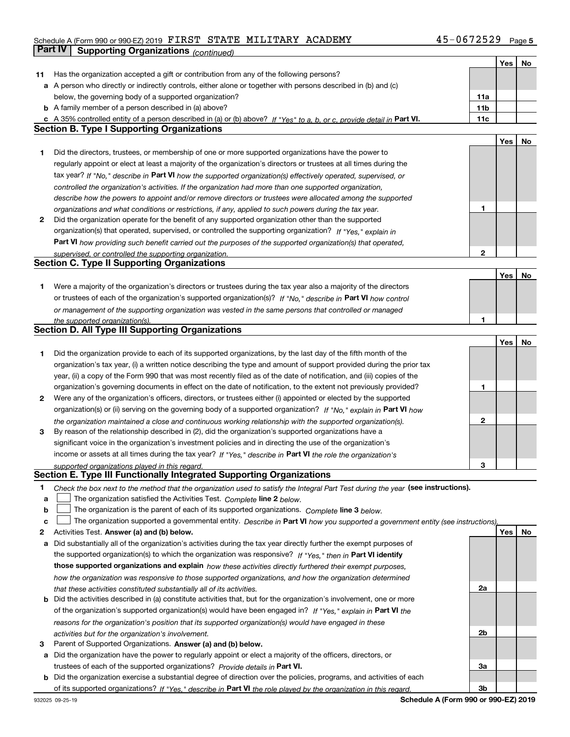Schedule A (Form 990 or 990-EZ) 2019 FIRST STATE MILITARY ACADEMY 45-0672529

## Part IV Supporting Organizations *(continued)*

| | | | Yes | No |
|---|---|---|---|---|
| **11** | Has the organization accepted a gift or contribution from any of the following persons? | | | |
| **a** | A person who directly or indirectly controls, either alone or together with persons described in (b) and (c) below, the governing body of a supported organization? | **11a** | | |
| **b** | A family member of a person described in (a) above? | **11b** | | |
| **c** | A 35% controlled entity of a person described in (a) or (b) above? *If "Yes" to a, b, or c, provide detail in* **Part VI.** | **11c** | | |

### Section B. Type I Supporting Organizations

| | | | Yes | No |
|---|---|---|---|---|
| **1** | Did the directors, trustees, or membership of one or more supported organizations have the power to regularly appoint or elect at least a majority of the organization's directors or trustees at all times during the tax year? *If "No," describe in* **Part VI** *how the supported organization(s) effectively operated, supervised, or controlled the organization's activities. If the organization had more than one supported organization, describe how the powers to appoint and/or remove directors or trustees were allocated among the supported organizations and what conditions or restrictions, if any, applied to such powers during the tax year.* | **1** | | |
| **2** | Did the organization operate for the benefit of any supported organization other than the supported organization(s) that operated, supervised, or controlled the supporting organization? *If "Yes," explain in* **Part VI** *how providing such benefit carried out the purposes of the supported organization(s) that operated, supervised, or controlled the supporting organization.* | **2** | | |

### Section C. Type II Supporting Organizations

| | | | Yes | No |
|---|---|---|---|---|
| **1** | Were a majority of the organization's directors or trustees during the tax year also a majority of the directors or trustees of each of the organization's supported organization(s)? *If "No," describe in* **Part VI** *how control or management of the supporting organization was vested in the same persons that controlled or managed the supported organization(s).* | **1** | | |

### Section D. All Type III Supporting Organizations

| | | | Yes | No |
|---|---|---|---|---|
| **1** | Did the organization provide to each of its supported organizations, by the last day of the fifth month of the organization's tax year, (i) a written notice describing the type and amount of support provided during the prior tax year, (ii) a copy of the Form 990 that was most recently filed as of the date of notification, and (iii) copies of the organization's governing documents in effect on the date of notification, to the extent not previously provided? | **1** | | |
| **2** | Were any of the organization's officers, directors, or trustees either (i) appointed or elected by the supported organization(s) or (ii) serving on the governing body of a supported organization? *If "No," explain in* **Part VI** *how the organization maintained a close and continuous working relationship with the supported organization(s).* | **2** | | |
| **3** | By reason of the relationship described in (2), did the organization's supported organizations have a significant voice in the organization's investment policies and in directing the use of the organization's income or assets at all times during the tax year? *If "Yes," describe in* **Part VI** *the role the organization's supported organizations played in this regard.* | **3** | | |

### Section E. Type III Functionally Integrated Supporting Organizations

**1** *Check the box next to the method that the organization used to satisfy the Integral Part Test during the year* **(see instructions).**

**a** ☐ The organization satisfied the Activities Test. *Complete* **line 2** *below.*

**b** ☐ The organization is the parent of each of its supported organizations. *Complete* **line 3** *below.*

**c** ☐ The organization supported a governmental entity. *Describe in* **Part VI** *how you supported a government entity (see instructions).*

| | | | Yes | No |
|---|---|---|---|---|
| **2** | Activities Test. **Answer (a) and (b) below.** | | | |
| **a** | Did substantially all of the organization's activities during the tax year directly further the exempt purposes of the supported organization(s) to which the organization was responsive? *If "Yes," then in* **Part VI identify those supported organizations and explain** *how these activities directly furthered their exempt purposes, how the organization was responsive to those supported organizations, and how the organization determined that these activities constituted substantially all of its activities.* | **2a** | | |
| **b** | Did the activities described in (a) constitute activities that, but for the organization's involvement, one or more of the organization's supported organization(s) would have been engaged in? *If "Yes," explain in* **Part VI** *the reasons for the organization's position that its supported organization(s) would have engaged in these activities but for the organization's involvement.* | **2b** | | |
| **3** | Parent of Supported Organizations. **Answer (a) and (b) below.** | | | |
| **a** | Did the organization have the power to regularly appoint or elect a majority of the officers, directors, or trustees of each of the supported organizations? *Provide details in* **Part VI.** | **3a** | | |
| **b** | Did the organization exercise a substantial degree of direction over the policies, programs, and activities of each of its supported organizations? *If "Yes," describe in* **Part VI** *the role played by the organization in this regard.* | **3b** | | |

932025 09-25-19 **Schedule A (Form 990 or 990-EZ) 2019**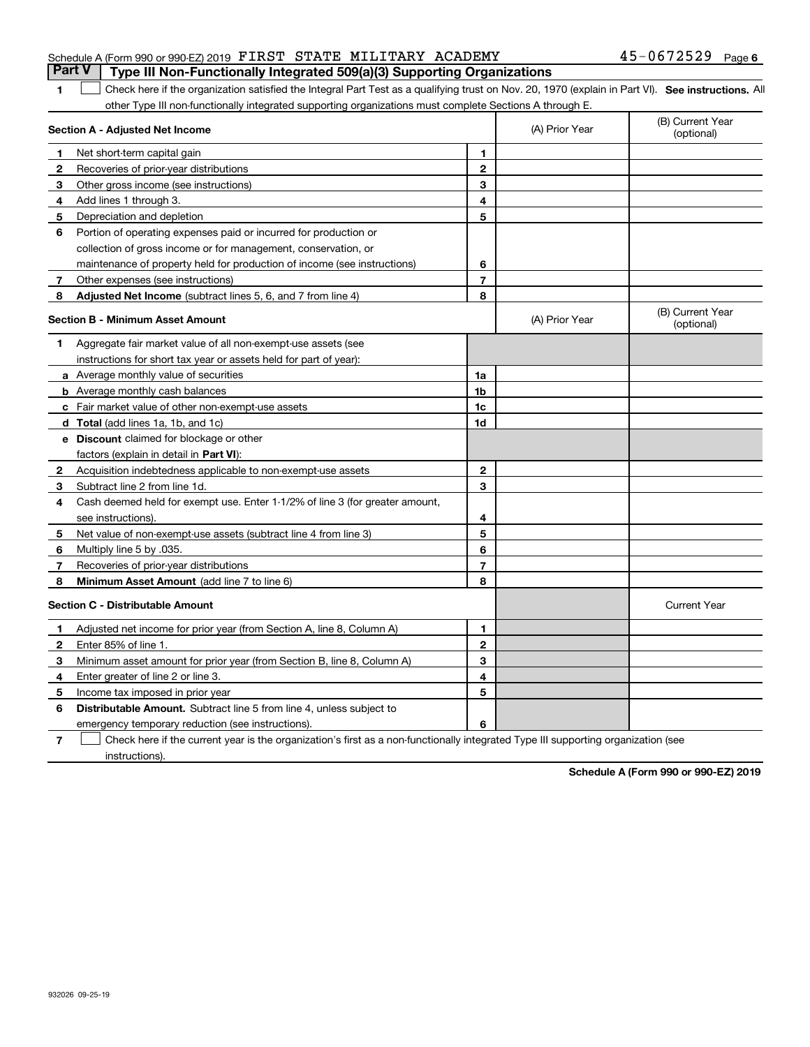Schedule A (Form 990 or 990-EZ) 2019 FIRST STATE MILITARY ACADEMY 45-0672529 Page 6

## Part V Type III Non-Functionally Integrated 509(a)(3) Supporting Organizations

**1** ☐ Check here if the organization satisfied the Integral Part Test as a qualifying trust on Nov. 20, 1970 (explain in Part VI). **See instructions.** All other Type III non-functionally integrated supporting organizations must complete Sections A through E.

| **Section A - Adjusted Net Income** | | (A) Prior Year | (B) Current Year (optional) |
|---|---|---|---|
| **1** Net short-term capital gain | 1 | | |
| **2** Recoveries of prior-year distributions | 2 | | |
| **3** Other gross income (see instructions) | 3 | | |
| **4** Add lines 1 through 3. | 4 | | |
| **5** Depreciation and depletion | 5 | | |
| **6** Portion of operating expenses paid or incurred for production or collection of gross income or for management, conservation, or maintenance of property held for production of income (see instructions) | 6 | | |
| **7** Other expenses (see instructions) | 7 | | |
| **8** **Adjusted Net Income** (subtract lines 5, 6, and 7 from line 4) | 8 | | |

| **Section B - Minimum Asset Amount** | | (A) Prior Year | (B) Current Year (optional) |
|---|---|---|---|
| **1** Aggregate fair market value of all non-exempt-use assets (see instructions for short tax year or assets held for part of year): | | | |
| **a** Average monthly value of securities | 1a | | |
| **b** Average monthly cash balances | 1b | | |
| **c** Fair market value of other non-exempt-use assets | 1c | | |
| **d** **Total** (add lines 1a, 1b, and 1c) | 1d | | |
| **e** **Discount** claimed for blockage or other factors (explain in detail in **Part VI**): | | | |
| **2** Acquisition indebtedness applicable to non-exempt-use assets | 2 | | |
| **3** Subtract line 2 from line 1d. | 3 | | |
| **4** Cash deemed held for exempt use. Enter 1-1/2% of line 3 (for greater amount, see instructions). | 4 | | |
| **5** Net value of non-exempt-use assets (subtract line 4 from line 3) | 5 | | |
| **6** Multiply line 5 by .035. | 6 | | |
| **7** Recoveries of prior-year distributions | 7 | | |
| **8** **Minimum Asset Amount** (add line 7 to line 6) | 8 | | |

| **Section C - Distributable Amount** | | | Current Year |
|---|---|---|---|
| **1** Adjusted net income for prior year (from Section A, line 8, Column A) | 1 | | |
| **2** Enter 85% of line 1. | 2 | | |
| **3** Minimum asset amount for prior year (from Section B, line 8, Column A) | 3 | | |
| **4** Enter greater of line 2 or line 3. | 4 | | |
| **5** Income tax imposed in prior year | 5 | | |
| **6** **Distributable Amount.** Subtract line 5 from line 4, unless subject to emergency temporary reduction (see instructions). | 6 | | |

**7** ☐ Check here if the current year is the organization's first as a non-functionally integrated Type III supporting organization (see instructions).

**Schedule A (Form 990 or 990-EZ) 2019**

932026 09-25-19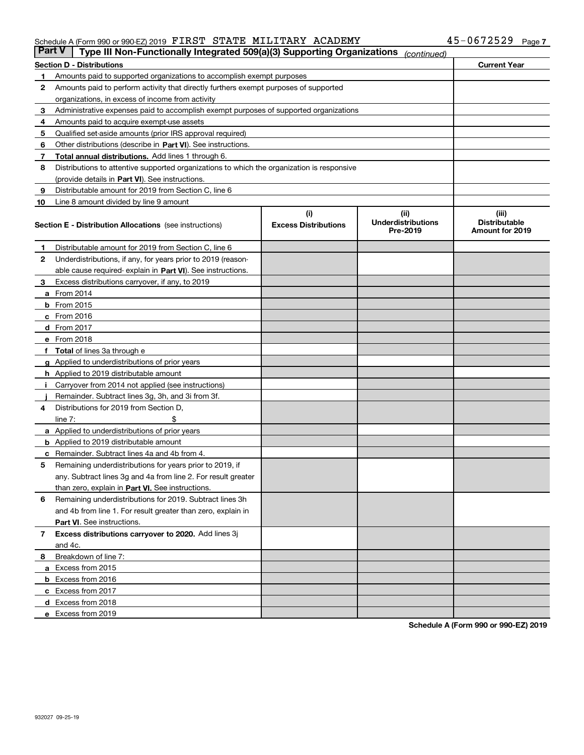Schedule A (Form 990 or 990-EZ) 2019 FIRST STATE MILITARY ACADEMY 45-0672529 Page 7

**Part V | Type III Non-Functionally Integrated 509(a)(3) Supporting Organizations** *(continued)*

| **Section D - Distributions** | | **Current Year** |
|---|---|---|
| 1 | Amounts paid to supported organizations to accomplish exempt purposes | |
| 2 | Amounts paid to perform activity that directly furthers exempt purposes of supported organizations, in excess of income from activity | |
| 3 | Administrative expenses paid to accomplish exempt purposes of supported organizations | |
| 4 | Amounts paid to acquire exempt-use assets | |
| 5 | Qualified set-aside amounts (prior IRS approval required) | |
| 6 | Other distributions (describe in **Part VI**). See instructions. | |
| 7 | **Total annual distributions.** Add lines 1 through 6. | |
| 8 | Distributions to attentive supported organizations to which the organization is responsive (provide details in **Part VI**). See instructions. | |
| 9 | Distributable amount for 2019 from Section C, line 6 | |
| 10 | Line 8 amount divided by line 9 amount | |

| **Section E - Distribution Allocations** (see instructions) | **(i) Excess Distributions** | **(ii) Underdistributions Pre-2019** | **(iii) Distributable Amount for 2019** |
|---|---|---|---|
| **1** Distributable amount for 2019 from Section C, line 6 | | | |
| **2** Underdistributions, if any, for years prior to 2019 (reasonable cause required- explain in **Part VI**). See instructions. | | | |
| **3** Excess distributions carryover, if any, to 2019 | | | |
| **a** From 2014 | | | |
| **b** From 2015 | | | |
| **c** From 2016 | | | |
| **d** From 2017 | | | |
| **e** From 2018 | | | |
| **f Total** of lines 3a through e | | | |
| **g** Applied to underdistributions of prior years | | | |
| **h** Applied to 2019 distributable amount | | | |
| **i** Carryover from 2014 not applied (see instructions) | | | |
| **j** Remainder. Subtract lines 3g, 3h, and 3i from 3f. | | | |
| **4** Distributions for 2019 from Section D, line 7: $ | | | |
| **a** Applied to underdistributions of prior years | | | |
| **b** Applied to 2019 distributable amount | | | |
| **c** Remainder. Subtract lines 4a and 4b from 4. | | | |
| **5** Remaining underdistributions for years prior to 2019, if any. Subtract lines 3g and 4a from line 2. For result greater than zero, explain in **Part VI.** See instructions. | | | |
| **6** Remaining underdistributions for 2019. Subtract lines 3h and 4b from line 1. For result greater than zero, explain in **Part VI**. See instructions. | | | |
| **7 Excess distributions carryover to 2020.** Add lines 3j and 4c. | | | |
| **8** Breakdown of line 7: | | | |
| **a** Excess from 2015 | | | |
| **b** Excess from 2016 | | | |
| **c** Excess from 2017 | | | |
| **d** Excess from 2018 | | | |
| **e** Excess from 2019 | | | |

**Schedule A (Form 990 or 990-EZ) 2019**

932027 09-25-19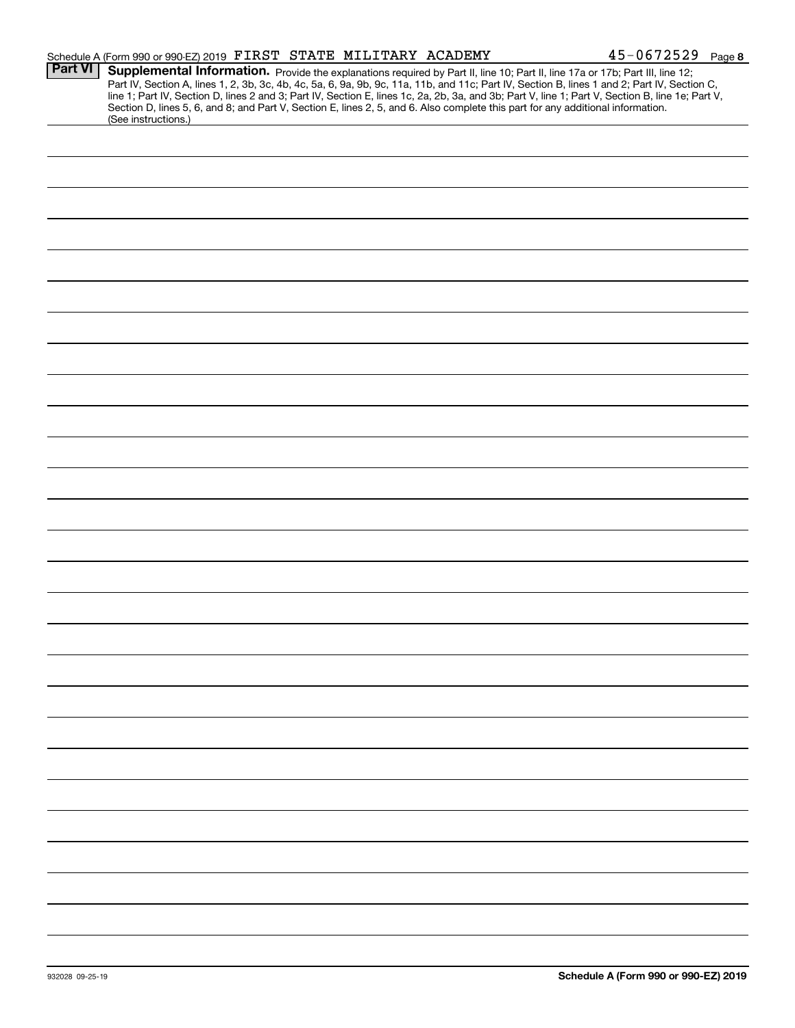Schedule A (Form 990 or 990-EZ) 2019 FIRST STATE MILITARY ACADEMY 45-0672529 Page 8

## Part VI Supplemental Information.

Provide the explanations required by Part II, line 10; Part II, line 17a or 17b; Part III, line 12; Part IV, Section A, lines 1, 2, 3b, 3c, 4b, 4c, 5a, 6, 9a, 9b, 9c, 11a, 11b, and 11c; Part IV, Section B, lines 1 and 2; Part IV, Section C, line 1; Part IV, Section D, lines 2 and 3; Part IV, Section E, lines 1c, 2a, 2b, 3a, and 3b; Part V, line 1; Part V, Section B, line 1e; Part V, Section D, lines 5, 6, and 8; and Part V, Section E, lines 2, 5, and 6. Also complete this part for any additional information. (See instructions.)

932028 09-25-19 **Schedule A (Form 990 or 990-EZ) 2019**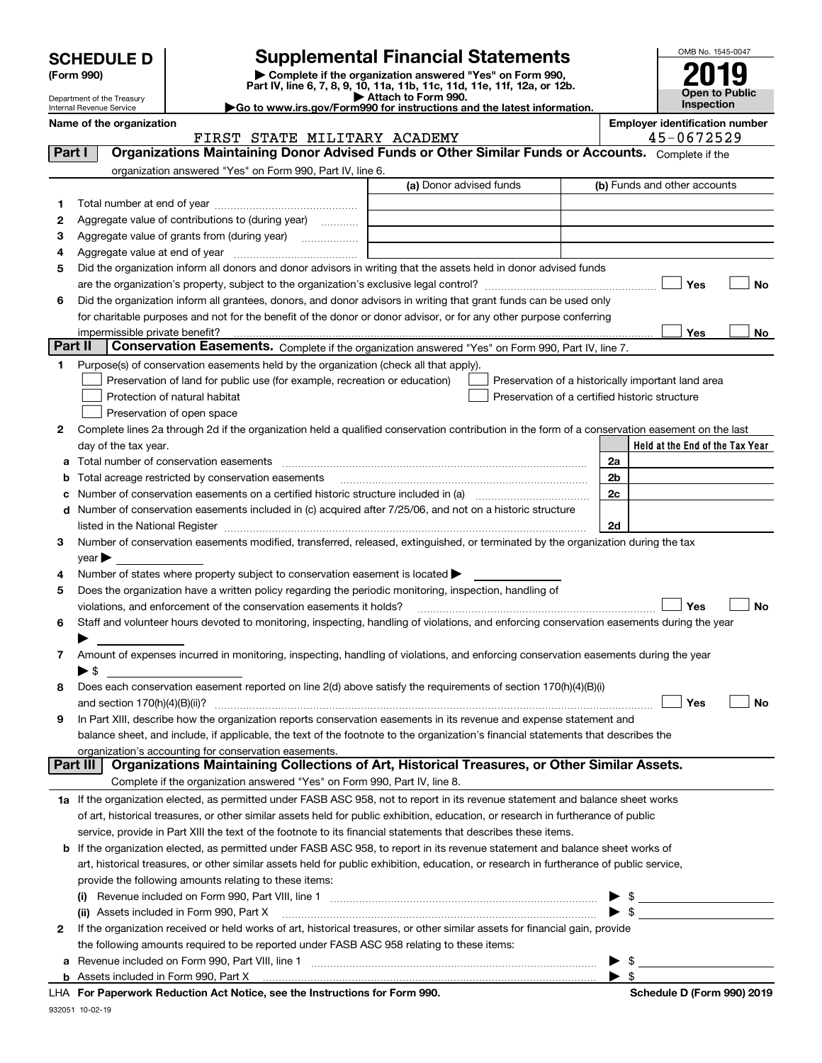# SCHEDULE D (Form 990)

Department of the Treasury
Internal Revenue Service

## Supplemental Financial Statements

▶ Complete if the organization answered "Yes" on Form 990, Part IV, line 6, 7, 8, 9, 10, 11a, 11b, 11c, 11d, 11e, 11f, 12a, or 12b.
▶ Attach to Form 990.
▶Go to www.irs.gov/Form990 for instructions and the latest information.

OMB No. 1545-0047

**2019**

**Open to Public Inspection**

**Name of the organization:** FIRST STATE MILITARY ACADEMY

**Employer identification number:** 45-0672529

## Part I — Organizations Maintaining Donor Advised Funds or Other Similar Funds or Accounts.

Complete if the organization answered "Yes" on Form 990, Part IV, line 6.

| | | (a) Donor advised funds | (b) Funds and other accounts |
|---|---|---|---|
| 1 | Total number at end of year | | |
| 2 | Aggregate value of contributions to (during year) | | |
| 3 | Aggregate value of grants from (during year) | | |
| 4 | Aggregate value at end of year | | |

5 Did the organization inform all donors and donor advisors in writing that the assets held in donor advised funds are the organization's property, subject to the organization's exclusive legal control? ☐ Yes ☐ No

6 Did the organization inform all grantees, donors, and donor advisors in writing that grant funds can be used only for charitable purposes and not for the benefit of the donor or donor advisor, or for any other purpose conferring impermissible private benefit? ☐ Yes ☐ No

## Part II — Conservation Easements.

Complete if the organization answered "Yes" on Form 990, Part IV, line 7.

1 Purpose(s) of conservation easements held by the organization (check all that apply).

- ☐ Preservation of land for public use (for example, recreation or education)
- ☐ Protection of natural habitat
- ☐ Preservation of open space
- ☐ Preservation of a historically important land area
- ☐ Preservation of a certified historic structure

2 Complete lines 2a through 2d if the organization held a qualified conservation contribution in the form of a conservation easement on the last day of the tax year.

| | | | Held at the End of the Tax Year |
|---|---|---|---|
| a | Total number of conservation easements | 2a | |
| b | Total acreage restricted by conservation easements | 2b | |
| c | Number of conservation easements on a certified historic structure included in (a) | 2c | |
| d | Number of conservation easements included in (c) acquired after 7/25/06, and not on a historic structure listed in the National Register | 2d | |

3 Number of conservation easements modified, transferred, released, extinguished, or terminated by the organization during the tax year ▶

4 Number of states where property subject to conservation easement is located ▶

5 Does the organization have a written policy regarding the periodic monitoring, inspection, handling of violations, and enforcement of the conservation easements it holds? ☐ Yes ☐ No

6 Staff and volunteer hours devoted to monitoring, inspecting, handling of violations, and enforcing conservation easements during the year ▶

7 Amount of expenses incurred in monitoring, inspecting, handling of violations, and enforcing conservation easements during the year ▶ $

8 Does each conservation easement reported on line 2(d) above satisfy the requirements of section 170(h)(4)(B)(i) and section 170(h)(4)(B)(ii)? ☐ Yes ☐ No

9 In Part XIII, describe how the organization reports conservation easements in its revenue and expense statement and balance sheet, and include, if applicable, the text of the footnote to the organization's financial statements that describes the organization's accounting for conservation easements.

## Part III — Organizations Maintaining Collections of Art, Historical Treasures, or Other Similar Assets.

Complete if the organization answered "Yes" on Form 990, Part IV, line 8.

1a If the organization elected, as permitted under FASB ASC 958, not to report in its revenue statement and balance sheet works of art, historical treasures, or other similar assets held for public exhibition, education, or research in furtherance of public service, provide in Part XIII the text of the footnote to its financial statements that describes these items.

b If the organization elected, as permitted under FASB ASC 958, to report in its revenue statement and balance sheet works of art, historical treasures, or other similar assets held for public exhibition, education, or research in furtherance of public service, provide the following amounts relating to these items:

(i) Revenue included on Form 990, Part VIII, line 1 ▶ $

(ii) Assets included in Form 990, Part X ▶ $

2 If the organization received or held works of art, historical treasures, or other similar assets for financial gain, provide the following amounts required to be reported under FASB ASC 958 relating to these items:

a Revenue included on Form 990, Part VIII, line 1 ▶ $

b Assets included in Form 990, Part X ▶ $

LHA For Paperwork Reduction Act Notice, see the Instructions for Form 990.

Schedule D (Form 990) 2019

932051 10-02-19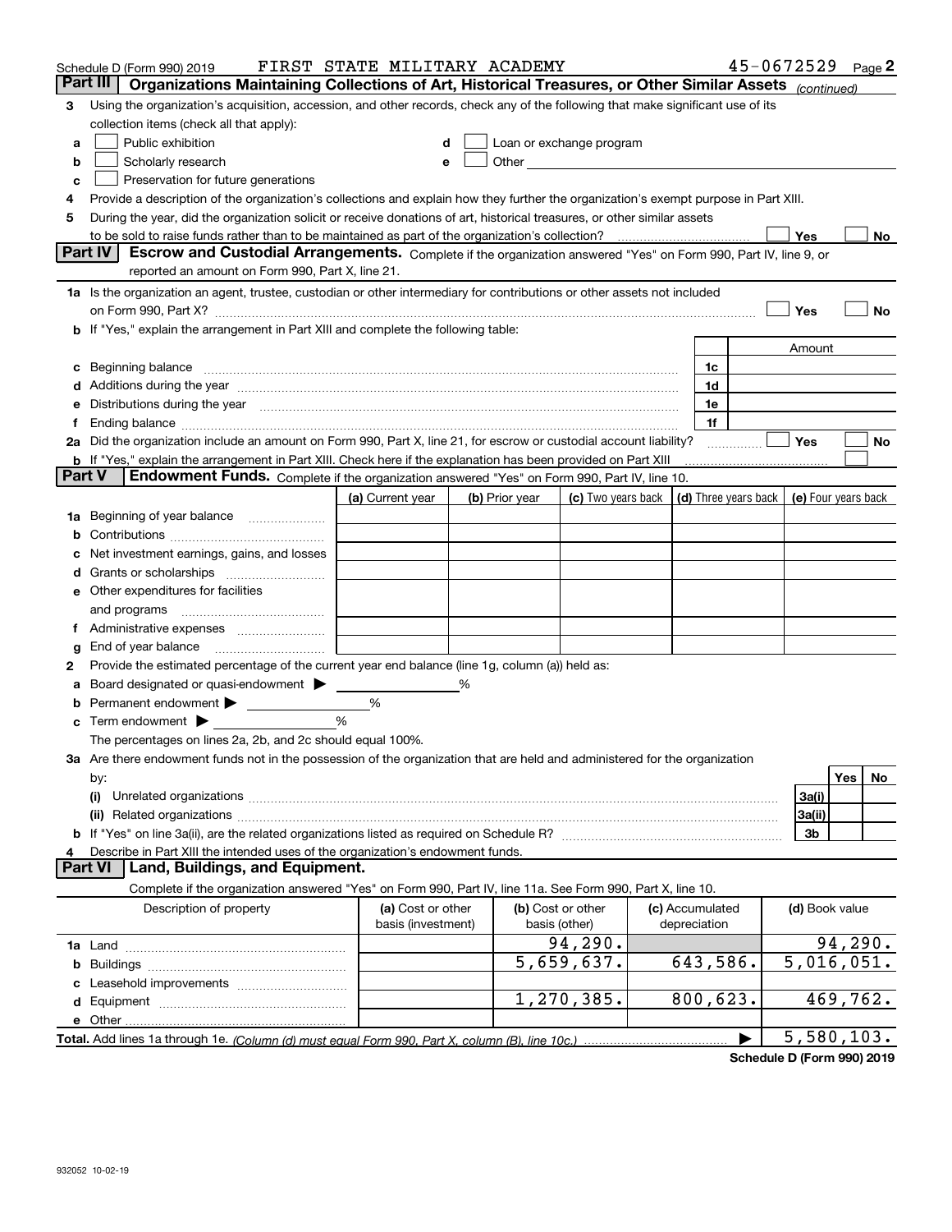Schedule D (Form 990) 2019 FIRST STATE MILITARY ACADEMY 45-0672529 Page 2

## Part III Organizations Maintaining Collections of Art, Historical Treasures, or Other Similar Assets *(continued)*

**3** Using the organization's acquisition, accession, and other records, check any of the following that make significant use of its collection items (check all that apply):

- **a** ☐ Public exhibition
- **b** ☐ Scholarly research
- **c** ☐ Preservation for future generations
- **d** ☐ Loan or exchange program
- **e** ☐ Other

**4** Provide a description of the organization's collections and explain how they further the organization's exempt purpose in Part XIII.

**5** During the year, did the organization solicit or receive donations of art, historical treasures, or other similar assets to be sold to raise funds rather than to be maintained as part of the organization's collection? ☐ Yes ☐ No

## Part IV Escrow and Custodial Arrangements.

Complete if the organization answered "Yes" on Form 990, Part IV, line 9, or reported an amount on Form 990, Part X, line 21.

**1a** Is the organization an agent, trustee, custodian or other intermediary for contributions or other assets not included on Form 990, Part X? ☐ Yes ☐ No

**b** If "Yes," explain the arrangement in Part XIII and complete the following table:

| | | Amount |
|---|---|---|
| **c** Beginning balance | 1c | |
| **d** Additions during the year | 1d | |
| **e** Distributions during the year | 1e | |
| **f** Ending balance | 1f | |

**2a** Did the organization include an amount on Form 990, Part X, line 21, for escrow or custodial account liability? ☐ Yes ☐ No

**b** If "Yes," explain the arrangement in Part XIII. Check here if the explanation has been provided on Part XIII ☐

## Part V Endowment Funds.

Complete if the organization answered "Yes" on Form 990, Part IV, line 10.

| | (a) Current year | (b) Prior year | (c) Two years back | (d) Three years back | (e) Four years back |
|---|---|---|---|---|---|
| **1a** Beginning of year balance | | | | | |
| **b** Contributions | | | | | |
| **c** Net investment earnings, gains, and losses | | | | | |
| **d** Grants or scholarships | | | | | |
| **e** Other expenditures for facilities and programs | | | | | |
| **f** Administrative expenses | | | | | |
| **g** End of year balance | | | | | |

**2** Provide the estimated percentage of the current year end balance (line 1g, column (a)) held as:

- **a** Board designated or quasi-endowment ▶ ______ %
- **b** Permanent endowment ▶ ______ %
- **c** Term endowment ▶ ______ %

The percentages on lines 2a, 2b, and 2c should equal 100%.

**3a** Are there endowment funds not in the possession of the organization that are held and administered for the organization by:

| | | Yes | No |
|---|---|---|---|
| **(i)** Unrelated organizations | 3a(i) | | |
| **(ii)** Related organizations | 3a(ii) | | |
| **b** If "Yes" on line 3a(ii), are the related organizations listed as required on Schedule R? | 3b | | |

**4** Describe in Part XIII the intended uses of the organization's endowment funds.

## Part VI Land, Buildings, and Equipment.

Complete if the organization answered "Yes" on Form 990, Part IV, line 11a. See Form 990, Part X, line 10.

| Description of property | (a) Cost or other basis (investment) | (b) Cost or other basis (other) | (c) Accumulated depreciation | (d) Book value |
|---|---|---|---|---|
| **1a** Land | | 94,290. | | 94,290. |
| **b** Buildings | | 5,659,637. | 643,586. | 5,016,051. |
| **c** Leasehold improvements | | | | |
| **d** Equipment | | 1,270,385. | 800,623. | 469,762. |
| **e** Other | | | | |
| **Total.** Add lines 1a through 1e. *(Column (d) must equal Form 990, Part X, column (B), line 10c.)* | | | ▶ | 5,580,103. |

**Schedule D (Form 990) 2019**

932052 10-02-19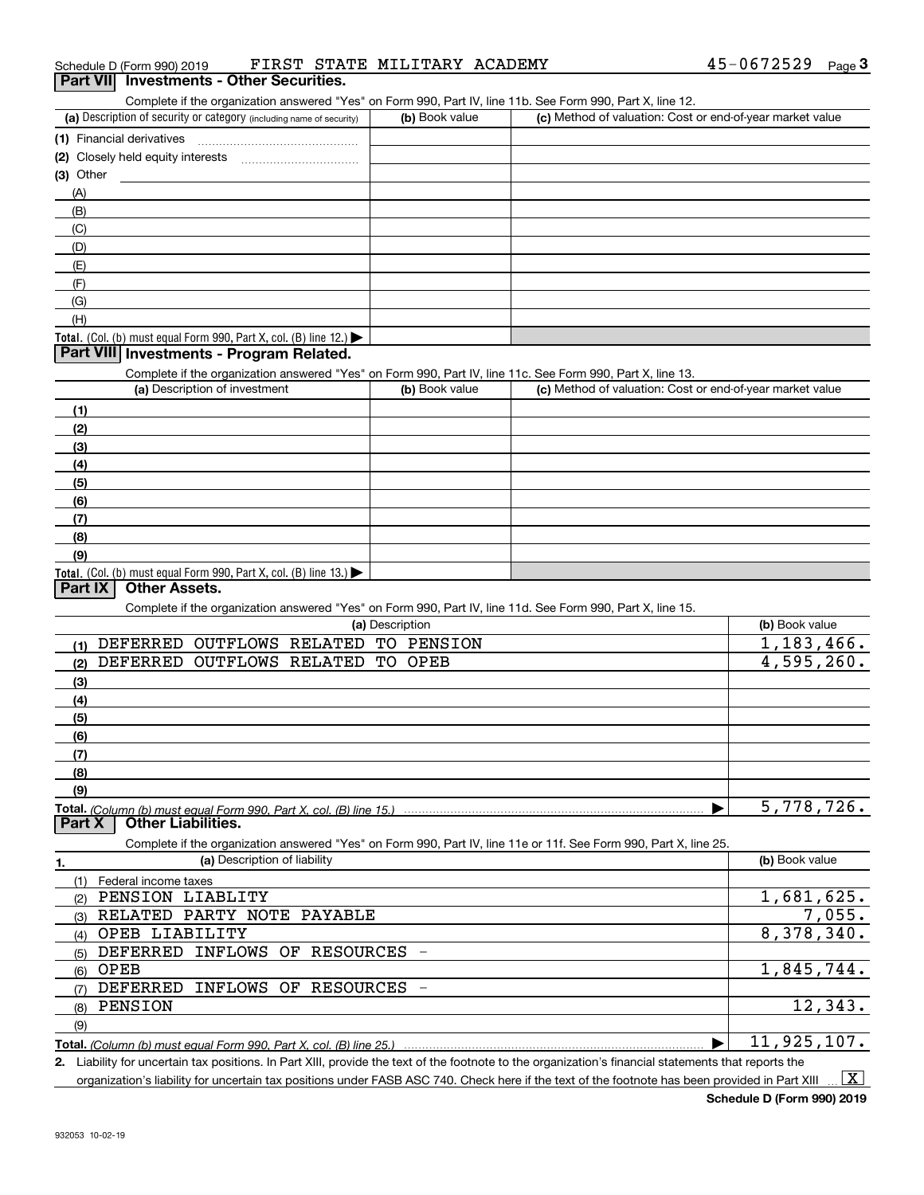Schedule D (Form 990) 2019 FIRST STATE MILITARY ACADEMY 45-0672529 Page 3

## Part VII Investments - Other Securities.

Complete if the organization answered "Yes" on Form 990, Part IV, line 11b. See Form 990, Part X, line 12.

| (a) Description of security or category (including name of security) | (b) Book value | (c) Method of valuation: Cost or end-of-year market value |
|---|---|---|
| (1) Financial derivatives | | |
| (2) Closely held equity interests | | |
| (3) Other | | |
| (A) | | |
| (B) | | |
| (C) | | |
| (D) | | |
| (E) | | |
| (F) | | |
| (G) | | |
| (H) | | |
| Total. (Col. (b) must equal Form 990, Part X, col. (B) line 12.) | | |

## Part VIII Investments - Program Related.

Complete if the organization answered "Yes" on Form 990, Part IV, line 11c. See Form 990, Part X, line 13.

| (a) Description of investment | (b) Book value | (c) Method of valuation: Cost or end-of-year market value |
|---|---|---|
| (1) | | |
| (2) | | |
| (3) | | |
| (4) | | |
| (5) | | |
| (6) | | |
| (7) | | |
| (8) | | |
| (9) | | |
| Total. (Col. (b) must equal Form 990, Part X, col. (B) line 13.) | | |

## Part IX Other Assets.

Complete if the organization answered "Yes" on Form 990, Part IV, line 11d. See Form 990, Part X, line 15.

| (a) Description | (b) Book value |
|---|---|
| (1) DEFERRED OUTFLOWS RELATED TO PENSION | 1,183,466. |
| (2) DEFERRED OUTFLOWS RELATED TO OPEB | 4,595,260. |
| (3) | |
| (4) | |
| (5) | |
| (6) | |
| (7) | |
| (8) | |
| (9) | |
| Total. (Column (b) must equal Form 990, Part X, col. (B) line 15.) | 5,778,726. |

## Part X Other Liabilities.

Complete if the organization answered "Yes" on Form 990, Part IV, line 11e or 11f. See Form 990, Part X, line 25.

| 1. (a) Description of liability | (b) Book value |
|---|---|
| (1) Federal income taxes | |
| (2) PENSION LIABLITY | 1,681,625. |
| (3) RELATED PARTY NOTE PAYABLE | 7,055. |
| (4) OPEB LIABILITY | 8,378,340. |
| (5) DEFERRED INFLOWS OF RESOURCES - | |
| (6) OPEB | 1,845,744. |
| (7) DEFERRED INFLOWS OF RESOURCES - | |
| (8) PENSION | 12,343. |
| (9) | |
| Total. (Column (b) must equal Form 990, Part X, col. (B) line 25.) | 11,925,107. |

2. Liability for uncertain tax positions. In Part XIII, provide the text of the footnote to the organization's financial statements that reports the organization's liability for uncertain tax positions under FASB ASC 740. Check here if the text of the footnote has been provided in Part XIII [X]

Schedule D (Form 990) 2019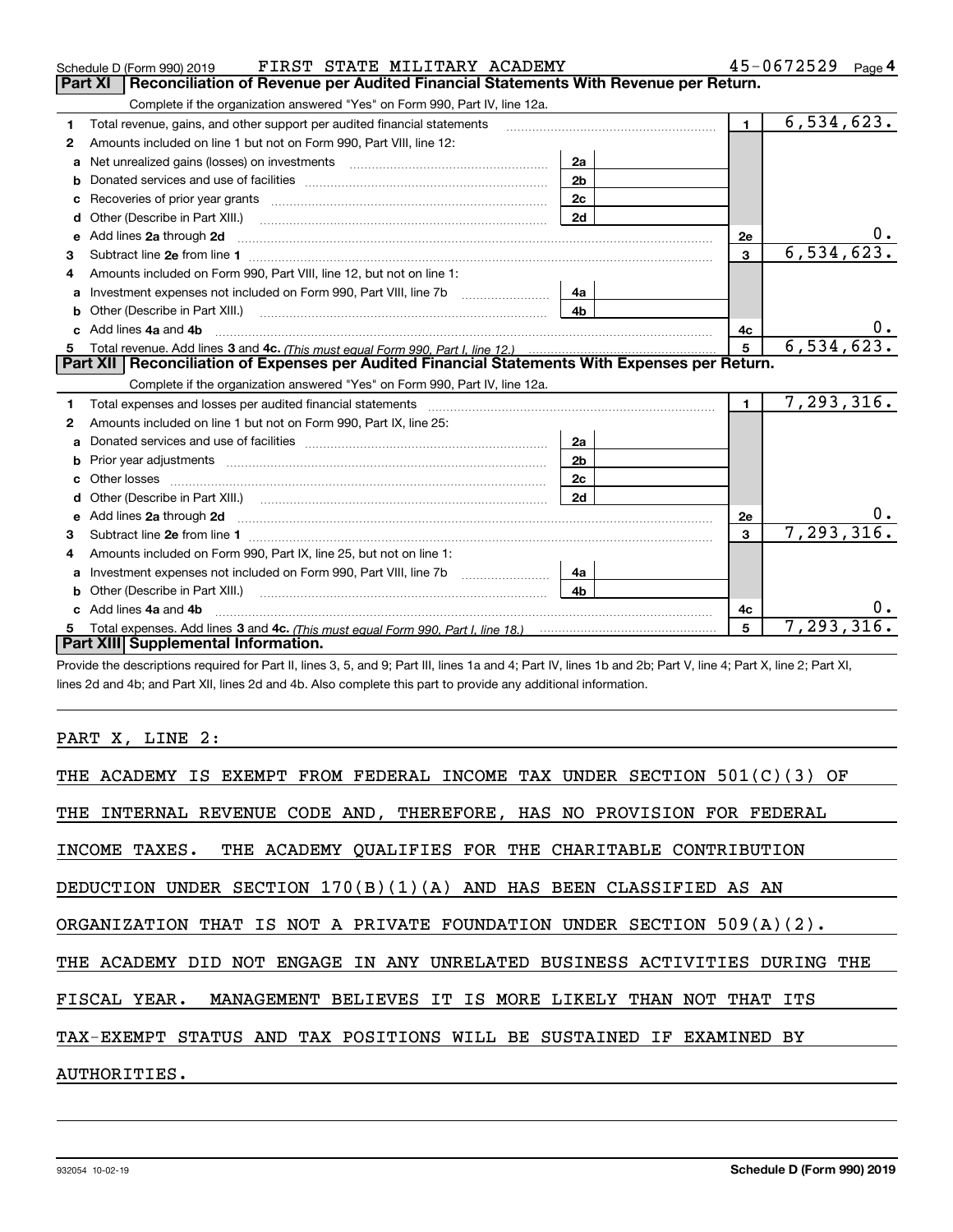Schedule D (Form 990) 2019 FIRST STATE MILITARY ACADEMY 45-0672529 Page 4

## Part XI Reconciliation of Revenue per Audited Financial Statements With Revenue per Return.

Complete if the organization answered "Yes" on Form 990, Part IV, line 12a.

| | | | | | |
|---|---|---|---|---|---|
| 1 | Total revenue, gains, and other support per audited financial statements | | | 1 | 6,534,623. |
| 2 | Amounts included on line 1 but not on Form 990, Part VIII, line 12: | | | | |
| a | Net unrealized gains (losses) on investments | 2a | | | |
| b | Donated services and use of facilities | 2b | | | |
| c | Recoveries of prior year grants | 2c | | | |
| d | Other (Describe in Part XIII.) | 2d | | | |
| e | Add lines 2a through 2d | | | 2e | 0. |
| 3 | Subtract line 2e from line 1 | | | 3 | 6,534,623. |
| 4 | Amounts included on Form 990, Part VIII, line 12, but not on line 1: | | | | |
| a | Investment expenses not included on Form 990, Part VIII, line 7b | 4a | | | |
| b | Other (Describe in Part XIII.) | 4b | | | |
| c | Add lines 4a and 4b | | | 4c | 0. |
| 5 | Total revenue. Add lines 3 and 4c. *(This must equal Form 990, Part I, line 12.)* | | | 5 | 6,534,623. |

## Part XII Reconciliation of Expenses per Audited Financial Statements With Expenses per Return.

Complete if the organization answered "Yes" on Form 990, Part IV, line 12a.

| | | | | | |
|---|---|---|---|---|---|
| 1 | Total expenses and losses per audited financial statements | | | 1 | 7,293,316. |
| 2 | Amounts included on line 1 but not on Form 990, Part IX, line 25: | | | | |
| a | Donated services and use of facilities | 2a | | | |
| b | Prior year adjustments | 2b | | | |
| c | Other losses | 2c | | | |
| d | Other (Describe in Part XIII.) | 2d | | | |
| e | Add lines 2a through 2d | | | 2e | 0. |
| 3 | Subtract line 2e from line 1 | | | 3 | 7,293,316. |
| 4 | Amounts included on Form 990, Part IX, line 25, but not on line 1: | | | | |
| a | Investment expenses not included on Form 990, Part VIII, line 7b | 4a | | | |
| b | Other (Describe in Part XIII.) | 4b | | | |
| c | Add lines 4a and 4b | | | 4c | 0. |
| 5 | Total expenses. Add lines 3 and 4c. *(This must equal Form 990, Part I, line 18.)* | | | 5 | 7,293,316. |

## Part XIII Supplemental Information.

Provide the descriptions required for Part II, lines 3, 5, and 9; Part III, lines 1a and 4; Part IV, lines 1b and 2b; Part V, line 4; Part X, line 2; Part XI, lines 2d and 4b; and Part XII, lines 2d and 4b. Also complete this part to provide any additional information.

PART X, LINE 2:

THE ACADEMY IS EXEMPT FROM FEDERAL INCOME TAX UNDER SECTION 501(C)(3) OF THE INTERNAL REVENUE CODE AND, THEREFORE, HAS NO PROVISION FOR FEDERAL INCOME TAXES. THE ACADEMY QUALIFIES FOR THE CHARITABLE CONTRIBUTION DEDUCTION UNDER SECTION 170(B)(1)(A) AND HAS BEEN CLASSIFIED AS AN ORGANIZATION THAT IS NOT A PRIVATE FOUNDATION UNDER SECTION 509(A)(2). THE ACADEMY DID NOT ENGAGE IN ANY UNRELATED BUSINESS ACTIVITIES DURING THE FISCAL YEAR. MANAGEMENT BELIEVES IT IS MORE LIKELY THAN NOT THAT ITS TAX-EXEMPT STATUS AND TAX POSITIONS WILL BE SUSTAINED IF EXAMINED BY AUTHORITIES.

932054 10-02-19 **Schedule D (Form 990) 2019**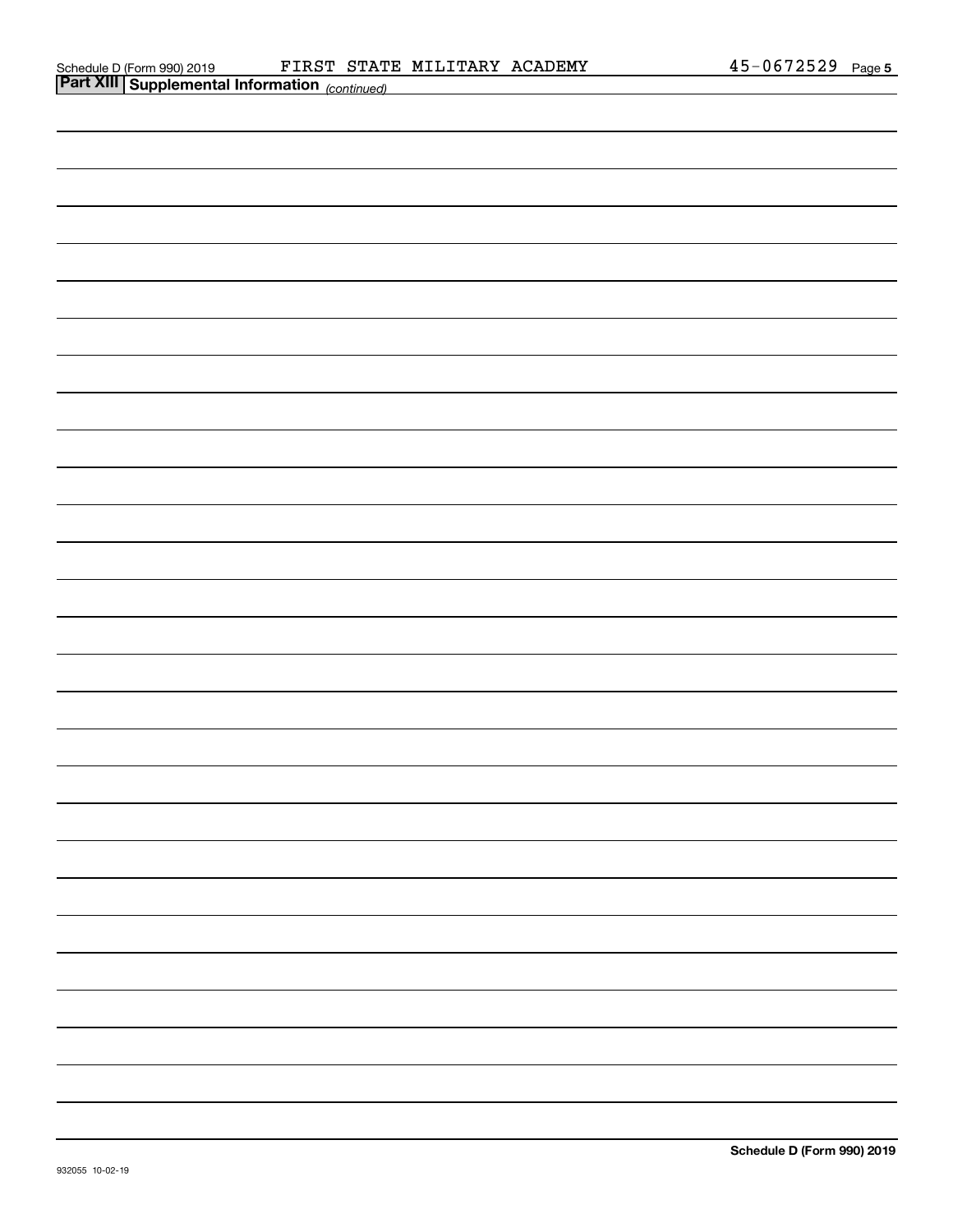Schedule D (Form 990) 2019 FIRST STATE MILITARY ACADEMY 45-0672529 Page 5

**Part XIII | Supplemental Information** *(continued)*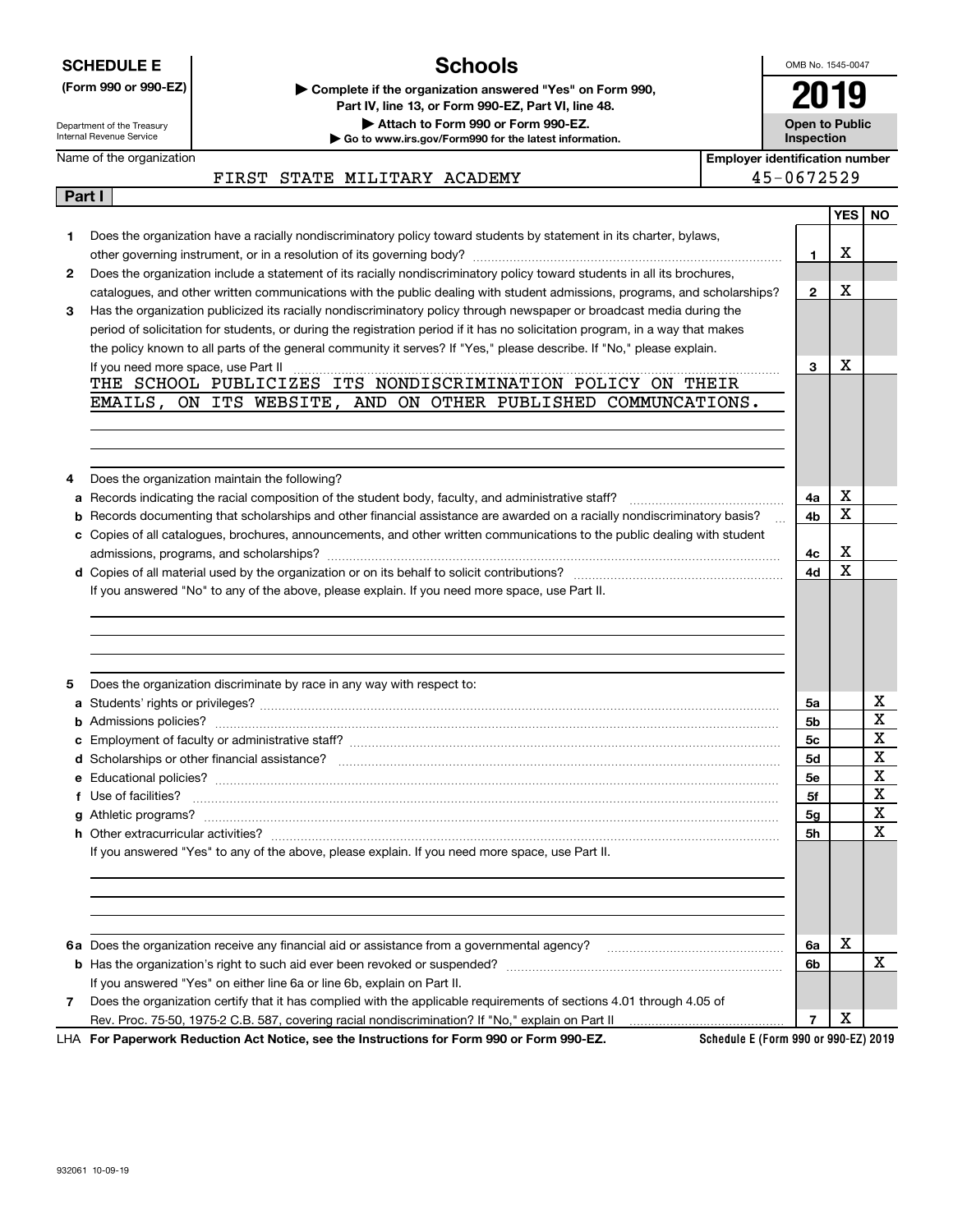**SCHEDULE E**
**(Form 990 or 990-EZ)**

Department of the Treasury
Internal Revenue Service

# Schools

▶ Complete if the organization answered "Yes" on Form 990, Part IV, line 13, or Form 990-EZ, Part VI, line 48.
▶ Attach to Form 990 or Form 990-EZ.
▶ Go to www.irs.gov/Form990 for the latest information.

OMB No. 1545-0047
**2019**
**Open to Public Inspection**

Name of the organization: FIRST STATE MILITARY ACADEMY
Employer identification number: 45-0672529

**Part I**

| | | | YES | NO |
|---|---|---|---|---|
| 1 | Does the organization have a racially nondiscriminatory policy toward students by statement in its charter, bylaws, other governing instrument, or in a resolution of its governing body? | 1 | X | |
| 2 | Does the organization include a statement of its racially nondiscriminatory policy toward students in all its brochures, catalogues, and other written communications with the public dealing with student admissions, programs, and scholarships? | 2 | X | |
| 3 | Has the organization publicized its racially nondiscriminatory policy through newspaper or broadcast media during the period of solicitation for students, or during the registration period if it has no solicitation program, in a way that makes the policy known to all parts of the general community it serves? If "Yes," please describe. If "No," please explain. If you need more space, use Part II | 3 | X | |

THE SCHOOL PUBLICIZES ITS NONDISCRIMINATION POLICY ON THEIR EMAILS, ON ITS WEBSITE, AND ON OTHER PUBLISHED COMMUNCATIONS.

| | | | YES | NO |
|---|---|---|---|---|
| 4 | Does the organization maintain the following? | | | |
| a | Records indicating the racial composition of the student body, faculty, and administrative staff? | 4a | X | |
| b | Records documenting that scholarships and other financial assistance are awarded on a racially nondiscriminatory basis? | 4b | X | |
| c | Copies of all catalogues, brochures, announcements, and other written communications to the public dealing with student admissions, programs, and scholarships? | 4c | X | |
| d | Copies of all material used by the organization or on its behalf to solicit contributions? | 4d | X | |

If you answered "No" to any of the above, please explain. If you need more space, use Part II.

| | | | YES | NO |
|---|---|---|---|---|
| 5 | Does the organization discriminate by race in any way with respect to: | | | |
| a | Students' rights or privileges? | 5a | | X |
| b | Admissions policies? | 5b | | X |
| c | Employment of faculty or administrative staff? | 5c | | X |
| d | Scholarships or other financial assistance? | 5d | | X |
| e | Educational policies? | 5e | | X |
| f | Use of facilities? | 5f | | X |
| g | Athletic programs? | 5g | | X |
| h | Other extracurricular activities? | 5h | | X |

If you answered "Yes" to any of the above, please explain. If you need more space, use Part II.

| | | | YES | NO |
|---|---|---|---|---|
| 6a | Does the organization receive any financial aid or assistance from a governmental agency? | 6a | X | |
| b | Has the organization's right to such aid ever been revoked or suspended? | 6b | | X |
| | If you answered "Yes" on either line 6a or line 6b, explain on Part II. | | | |
| 7 | Does the organization certify that it has complied with the applicable requirements of sections 4.01 through 4.05 of Rev. Proc. 75-50, 1975-2 C.B. 587, covering racial nondiscrimination? If "No," explain on Part II | 7 | X | |

LHA **For Paperwork Reduction Act Notice, see the Instructions for Form 990 or Form 990-EZ.** **Schedule E (Form 990 or 990-EZ) 2019**

932061 10-09-19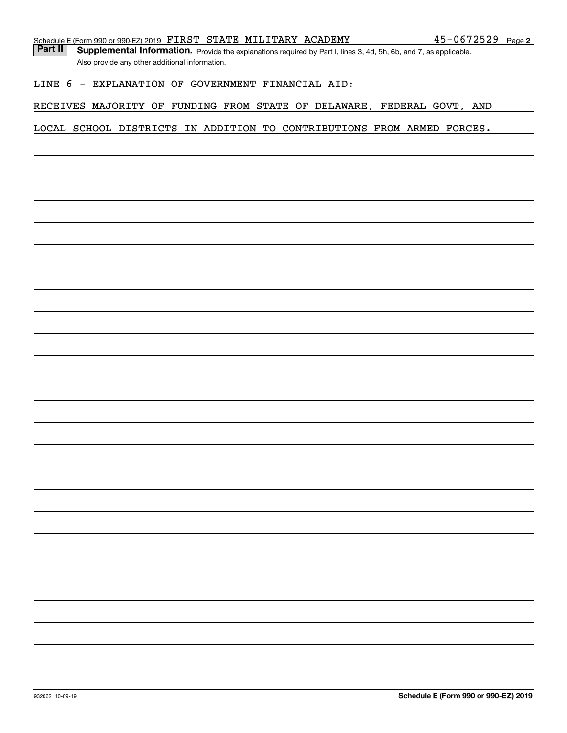Schedule E (Form 990 or 990-EZ) 2019 FIRST STATE MILITARY ACADEMY 45-0672529 Page 2

**Part II** **Supplemental Information.** Provide the explanations required by Part I, lines 3, 4d, 5h, 6b, and 7, as applicable. Also provide any other additional information.

LINE 6 - EXPLANATION OF GOVERNMENT FINANCIAL AID:

RECEIVES MAJORITY OF FUNDING FROM STATE OF DELAWARE, FEDERAL GOVT, AND LOCAL SCHOOL DISTRICTS IN ADDITION TO CONTRIBUTIONS FROM ARMED FORCES.

932062 10-09-19

**Schedule E (Form 990 or 990-EZ) 2019**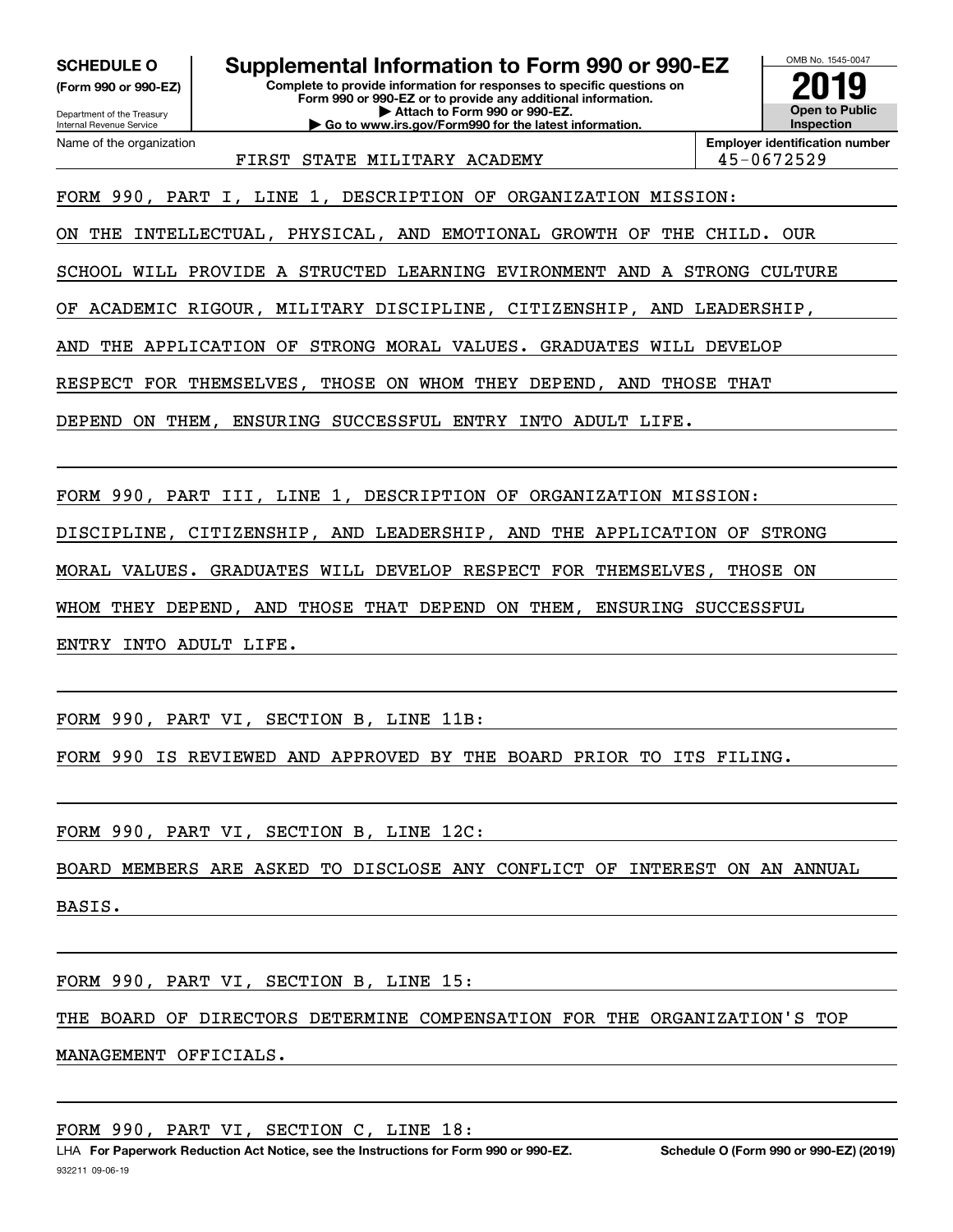**SCHEDULE O**
**(Form 990 or 990-EZ)**

Department of the Treasury
Internal Revenue Service

# Supplemental Information to Form 990 or 990-EZ

**Complete to provide information for responses to specific questions on Form 990 or 990-EZ or to provide any additional information.**
**▶ Attach to Form 990 or 990-EZ.**
**▶ Go to www.irs.gov/Form990 for the latest information.**

OMB No. 1545-0047
**2019**
**Open to Public Inspection**

Name of the organization: FIRST STATE MILITARY ACADEMY

**Employer identification number:** 45-0672529

FORM 990, PART I, LINE 1, DESCRIPTION OF ORGANIZATION MISSION:

ON THE INTELLECTUAL, PHYSICAL, AND EMOTIONAL GROWTH OF THE CHILD. OUR SCHOOL WILL PROVIDE A STRUCTED LEARNING EVIRONMENT AND A STRONG CULTURE OF ACADEMIC RIGOUR, MILITARY DISCIPLINE, CITIZENSHIP, AND LEADERSHIP, AND THE APPLICATION OF STRONG MORAL VALUES. GRADUATES WILL DEVELOP RESPECT FOR THEMSELVES, THOSE ON WHOM THEY DEPEND, AND THOSE THAT DEPEND ON THEM, ENSURING SUCCESSFUL ENTRY INTO ADULT LIFE.

FORM 990, PART III, LINE 1, DESCRIPTION OF ORGANIZATION MISSION:

DISCIPLINE, CITIZENSHIP, AND LEADERSHIP, AND THE APPLICATION OF STRONG MORAL VALUES. GRADUATES WILL DEVELOP RESPECT FOR THEMSELVES, THOSE ON WHOM THEY DEPEND, AND THOSE THAT DEPEND ON THEM, ENSURING SUCCESSFUL ENTRY INTO ADULT LIFE.

FORM 990, PART VI, SECTION B, LINE 11B:

FORM 990 IS REVIEWED AND APPROVED BY THE BOARD PRIOR TO ITS FILING.

FORM 990, PART VI, SECTION B, LINE 12C:

BOARD MEMBERS ARE ASKED TO DISCLOSE ANY CONFLICT OF INTEREST ON AN ANNUAL BASIS.

FORM 990, PART VI, SECTION B, LINE 15:

THE BOARD OF DIRECTORS DETERMINE COMPENSATION FOR THE ORGANIZATION'S TOP MANAGEMENT OFFICIALS.

FORM 990, PART VI, SECTION C, LINE 18:

LHA **For Paperwork Reduction Act Notice, see the Instructions for Form 990 or 990-EZ.** **Schedule O (Form 990 or 990-EZ) (2019)**

932211 09-06-19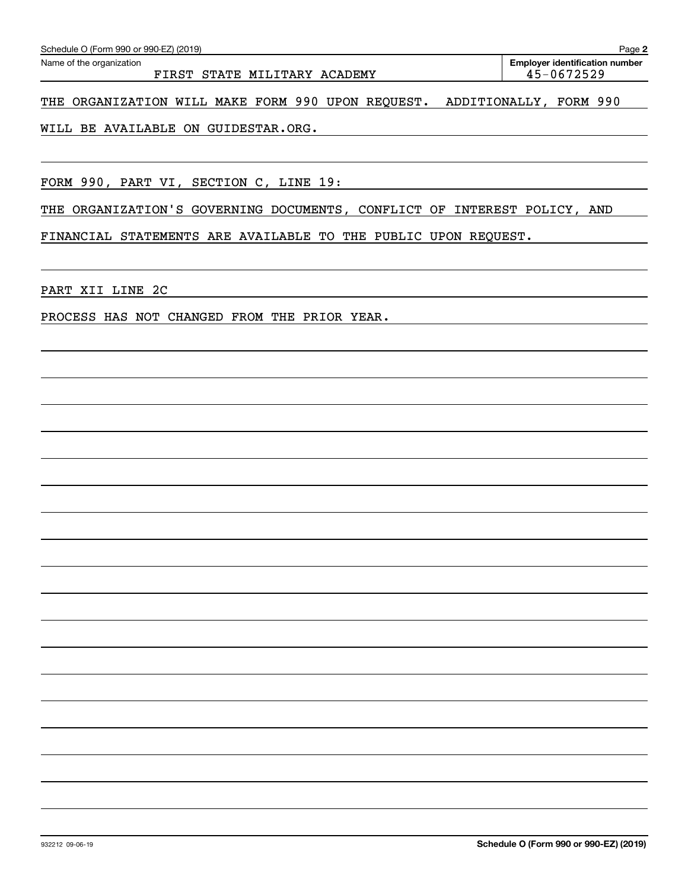Schedule O (Form 990 or 990-EZ) (2019)

Name of the organization: FIRST STATE MILITARY ACADEMY

Employer identification number: 45-0672529

THE ORGANIZATION WILL MAKE FORM 990 UPON REQUEST. ADDITIONALLY, FORM 990 WILL BE AVAILABLE ON GUIDESTAR.ORG.

FORM 990, PART VI, SECTION C, LINE 19:

THE ORGANIZATION'S GOVERNING DOCUMENTS, CONFLICT OF INTEREST POLICY, AND FINANCIAL STATEMENTS ARE AVAILABLE TO THE PUBLIC UPON REQUEST.

PART XII LINE 2C

PROCESS HAS NOT CHANGED FROM THE PRIOR YEAR.

932212 09-06-19

Schedule O (Form 990 or 990-EZ) (2019)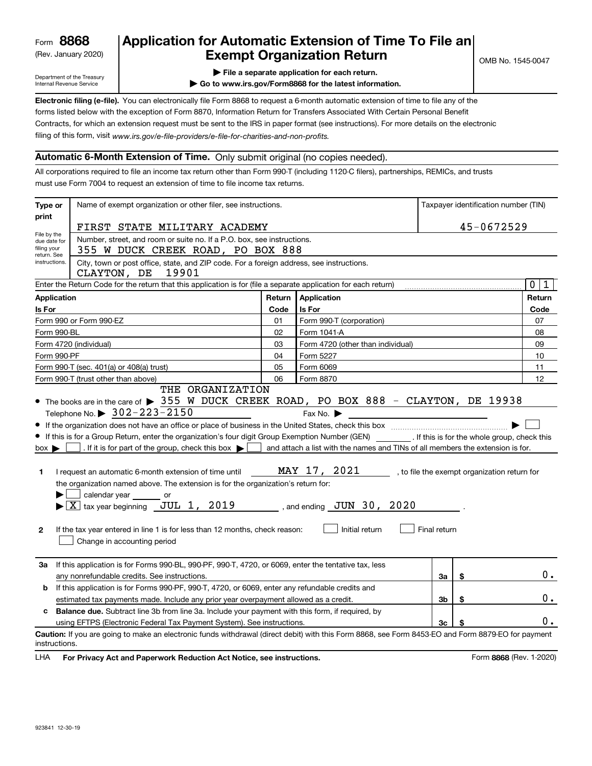Form **8868**
(Rev. January 2020)

Department of the Treasury
Internal Revenue Service

# Application for Automatic Extension of Time To File an Exempt Organization Return

OMB No. 1545-0047

▶ File a separate application for each return.

▶ Go to www.irs.gov/Form8868 for the latest information.

**Electronic filing (e-file).** You can electronically file Form 8868 to request a 6-month automatic extension of time to file any of the forms listed below with the exception of Form 8870, Information Return for Transfers Associated With Certain Personal Benefit Contracts, for which an extension request must be sent to the IRS in paper format (see instructions). For more details on the electronic filing of this form, visit *www.irs.gov/e-file-providers/e-file-for-charities-and-non-profits.*

## Automatic 6-Month Extension of Time. Only submit original (no copies needed).

All corporations required to file an income tax return other than Form 990-T (including 1120-C filers), partnerships, REMICs, and trusts must use Form 7004 to request an extension of time to file income tax returns.

| | | |
|---|---|---|
| **Type or print** | Name of exempt organization or other filer, see instructions. FIRST STATE MILITARY ACADEMY | Taxpayer identification number (TIN) 45-0672529 |
| File by the due date for filing your return. See instructions. | Number, street, and room or suite no. If a P.O. box, see instructions. 355 W DUCK CREEK ROAD, PO BOX 888 | |
| | City, town or post office, state, and ZIP code. For a foreign address, see instructions. CLAYTON, DE 19901 | |

Enter the Return Code for the return that this application is for (file a separate application for each return) ........ 0 1

| Application Is For | Return Code | Application Is For | Return Code |
|---|---|---|---|
| Form 990 or Form 990-EZ | 01 | Form 990-T (corporation) | 07 |
| Form 990-BL | 02 | Form 1041-A | 08 |
| Form 4720 (individual) | 03 | Form 4720 (other than individual) | 09 |
| Form 990-PF | 04 | Form 5227 | 10 |
| Form 990-T (sec. 401(a) or 408(a) trust) | 05 | Form 6069 | 11 |
| Form 990-T (trust other than above) | 06 | Form 8870 | 12 |

- The books are in the care of ▶ THE ORGANIZATION 355 W DUCK CREEK ROAD, PO BOX 888 - CLAYTON, DE 19938

  Telephone No. ▶ 302-223-2150  Fax No. ▶
- If the organization does not have an office or place of business in the United States, check this box ........ ▶ ☐
- If this is for a Group Return, enter the organization's four digit Group Exemption Number (GEN) ______ . If this is for the whole group, check this box ▶ ☐ . If it is for part of the group, check this box ▶ ☐ and attach a list with the names and TINs of all members the extension is for.

**1** I request an automatic 6-month extension of time until MAY 17, 2021 , to file the exempt organization return for the organization named above. The extension is for the organization's return for:

▶ ☐ calendar year ______ or

▶ ☒ tax year beginning JUL 1, 2019 , and ending JUN 30, 2020 .

**2** If the tax year entered in line 1 is for less than 12 months, check reason: ☐ Initial return ☐ Final return ☐ Change in accounting period

| | | | |
|---|---|---|---|
| **3a** | If this application is for Forms 990-BL, 990-PF, 990-T, 4720, or 6069, enter the tentative tax, less any nonrefundable credits. See instructions. | 3a | $ 0. |
| **b** | If this application is for Forms 990-PF, 990-T, 4720, or 6069, enter any refundable credits and estimated tax payments made. Include any prior year overpayment allowed as a credit. | 3b | $ 0. |
| **c** | **Balance due.** Subtract line 3b from line 3a. Include your payment with this form, if required, by using EFTPS (Electronic Federal Tax Payment System). See instructions. | 3c | $ 0. |

**Caution:** If you are going to make an electronic funds withdrawal (direct debit) with this Form 8868, see Form 8453-EO and Form 8879-EO for payment instructions.

LHA **For Privacy Act and Paperwork Reduction Act Notice, see instructions.** Form **8868** (Rev. 1-2020)

923841 12-30-19